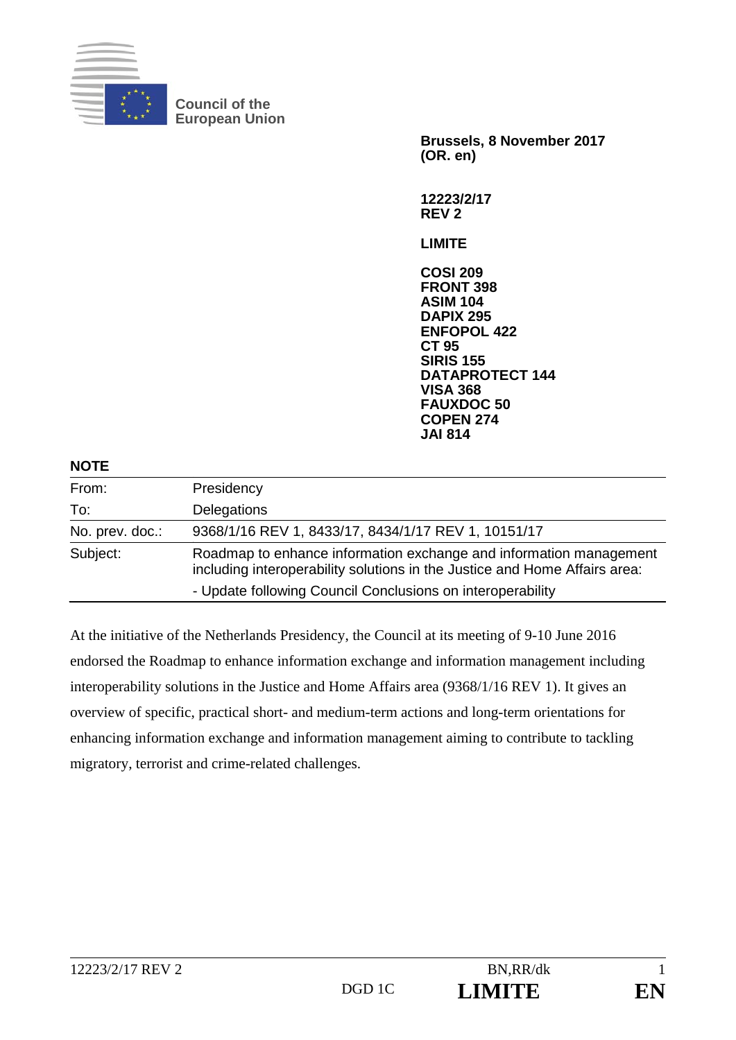**Council of the European Union**

**Brussels, 8 November 2017**
**(OR. en)**

**12223/2/17**
**REV 2**

**LIMITE**

**COSI 209**
**FRONT 398**
**ASIM 104**
**DAPIX 295**
**ENFOPOL 422**
**CT 95**
**SIRIS 155**
**DATAPROTECT 144**
**VISA 368**
**FAUXDOC 50**
**COPEN 274**
**JAI 814**

**NOTE**

| | |
|---|---|
| From: | Presidency |
| To: | Delegations |
| No. prev. doc.: | 9368/1/16 REV 1, 8433/17, 8434/1/17 REV 1, 10151/17 |
| Subject: | Roadmap to enhance information exchange and information management including interoperability solutions in the Justice and Home Affairs area:<br>- Update following Council Conclusions on interoperability |

At the initiative of the Netherlands Presidency, the Council at its meeting of 9-10 June 2016 endorsed the Roadmap to enhance information exchange and information management including interoperability solutions in the Justice and Home Affairs area (9368/1/16 REV 1). It gives an overview of specific, practical short- and medium-term actions and long-term orientations for enhancing information exchange and information management aiming to contribute to tackling migratory, terrorist and crime-related challenges.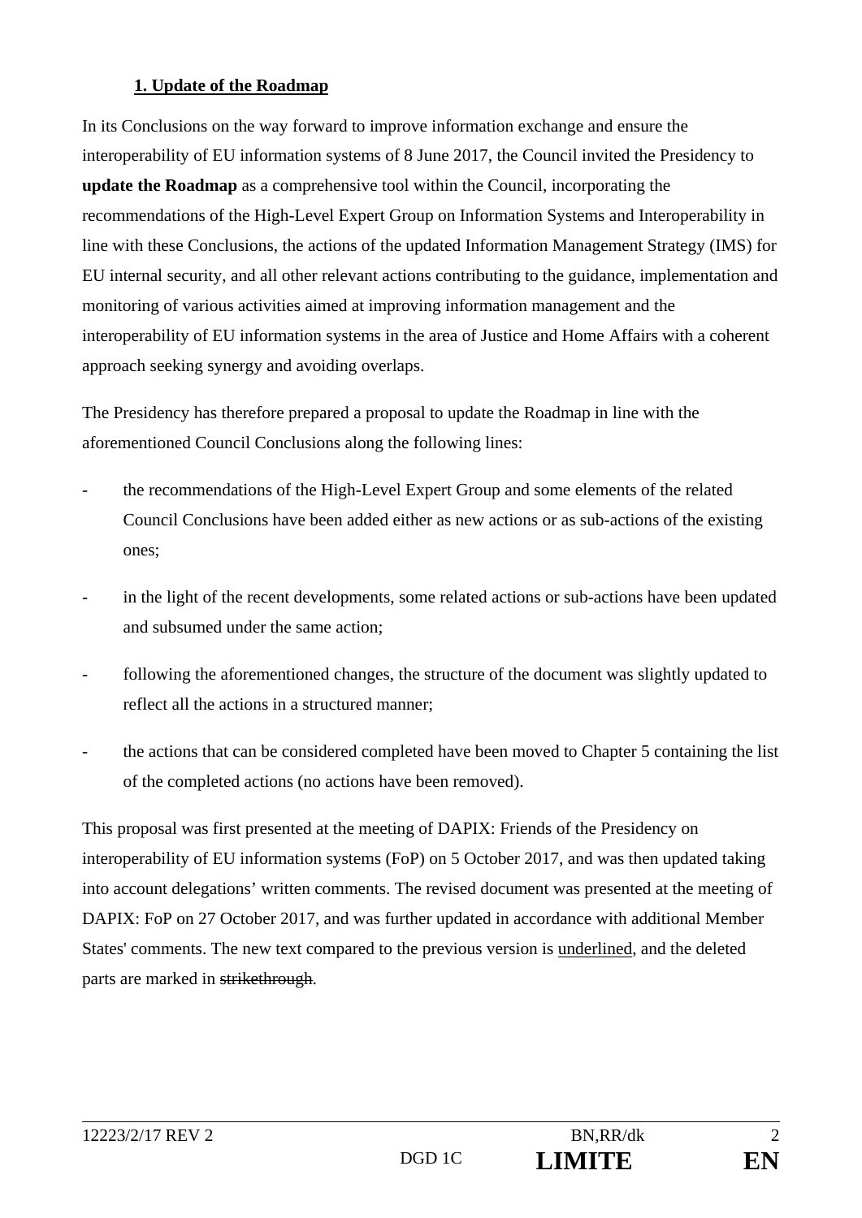## 1. Update of the Roadmap

In its Conclusions on the way forward to improve information exchange and ensure the interoperability of EU information systems of 8 June 2017, the Council invited the Presidency to **update the Roadmap** as a comprehensive tool within the Council, incorporating the recommendations of the High-Level Expert Group on Information Systems and Interoperability in line with these Conclusions, the actions of the updated Information Management Strategy (IMS) for EU internal security, and all other relevant actions contributing to the guidance, implementation and monitoring of various activities aimed at improving information management and the interoperability of EU information systems in the area of Justice and Home Affairs with a coherent approach seeking synergy and avoiding overlaps.

The Presidency has therefore prepared a proposal to update the Roadmap in line with the aforementioned Council Conclusions along the following lines:

- the recommendations of the High-Level Expert Group and some elements of the related Council Conclusions have been added either as new actions or as sub-actions of the existing ones;
- in the light of the recent developments, some related actions or sub-actions have been updated and subsumed under the same action;
- following the aforementioned changes, the structure of the document was slightly updated to reflect all the actions in a structured manner;
- the actions that can be considered completed have been moved to Chapter 5 containing the list of the completed actions (no actions have been removed).

This proposal was first presented at the meeting of DAPIX: Friends of the Presidency on interoperability of EU information systems (FoP) on 5 October 2017, and was then updated taking into account delegations' written comments. The revised document was presented at the meeting of DAPIX: FoP on 27 October 2017, and was further updated in accordance with additional Member States' comments. The new text compared to the previous version is <u>underlined</u>, and the deleted parts are marked in ~~strikethrough~~.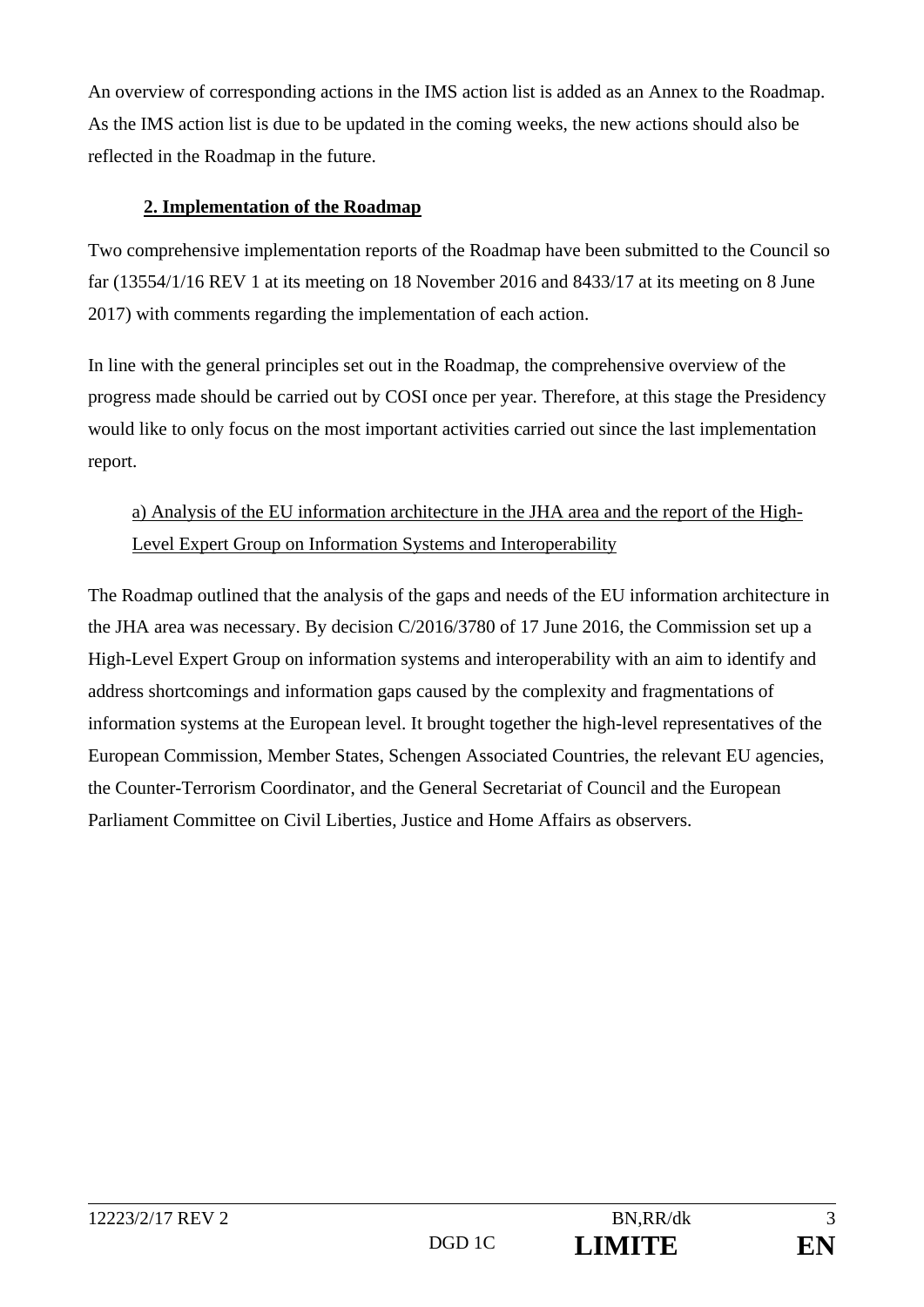An overview of corresponding actions in the IMS action list is added as an Annex to the Roadmap. As the IMS action list is due to be updated in the coming weeks, the new actions should also be reflected in the Roadmap in the future.

## 2. Implementation of the Roadmap

Two comprehensive implementation reports of the Roadmap have been submitted to the Council so far (13554/1/16 REV 1 at its meeting on 18 November 2016 and 8433/17 at its meeting on 8 June 2017) with comments regarding the implementation of each action.

In line with the general principles set out in the Roadmap, the comprehensive overview of the progress made should be carried out by COSI once per year. Therefore, at this stage the Presidency would like to only focus on the most important activities carried out since the last implementation report.

### a) Analysis of the EU information architecture in the JHA area and the report of the High-Level Expert Group on Information Systems and Interoperability

The Roadmap outlined that the analysis of the gaps and needs of the EU information architecture in the JHA area was necessary. By decision C/2016/3780 of 17 June 2016, the Commission set up a High-Level Expert Group on information systems and interoperability with an aim to identify and address shortcomings and information gaps caused by the complexity and fragmentations of information systems at the European level. It brought together the high-level representatives of the European Commission, Member States, Schengen Associated Countries, the relevant EU agencies, the Counter-Terrorism Coordinator, and the General Secretariat of Council and the European Parliament Committee on Civil Liberties, Justice and Home Affairs as observers.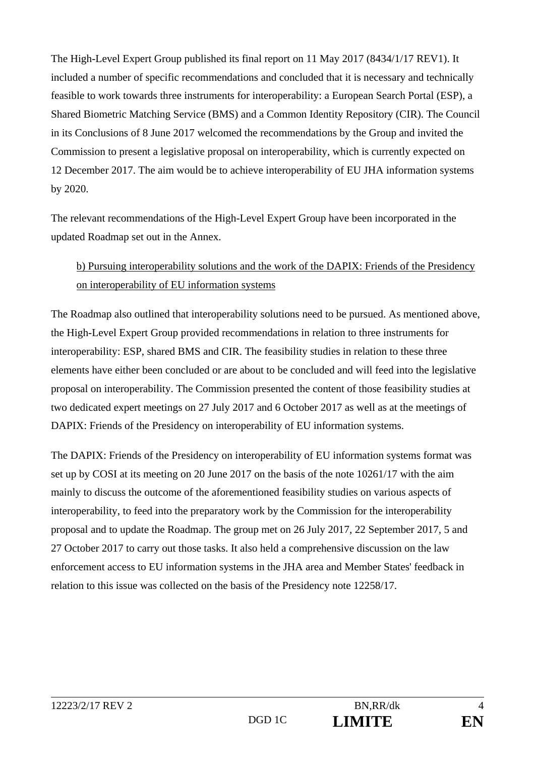The High-Level Expert Group published its final report on 11 May 2017 (8434/1/17 REV1). It included a number of specific recommendations and concluded that it is necessary and technically feasible to work towards three instruments for interoperability: a European Search Portal (ESP), a Shared Biometric Matching Service (BMS) and a Common Identity Repository (CIR). The Council in its Conclusions of 8 June 2017 welcomed the recommendations by the Group and invited the Commission to present a legislative proposal on interoperability, which is currently expected on 12 December 2017. The aim would be to achieve interoperability of EU JHA information systems by 2020.

The relevant recommendations of the High-Level Expert Group have been incorporated in the updated Roadmap set out in the Annex.

b) Pursuing interoperability solutions and the work of the DAPIX: Friends of the Presidency on interoperability of EU information systems

The Roadmap also outlined that interoperability solutions need to be pursued. As mentioned above, the High-Level Expert Group provided recommendations in relation to three instruments for interoperability: ESP, shared BMS and CIR. The feasibility studies in relation to these three elements have either been concluded or are about to be concluded and will feed into the legislative proposal on interoperability. The Commission presented the content of those feasibility studies at two dedicated expert meetings on 27 July 2017 and 6 October 2017 as well as at the meetings of DAPIX: Friends of the Presidency on interoperability of EU information systems.

The DAPIX: Friends of the Presidency on interoperability of EU information systems format was set up by COSI at its meeting on 20 June 2017 on the basis of the note 10261/17 with the aim mainly to discuss the outcome of the aforementioned feasibility studies on various aspects of interoperability, to feed into the preparatory work by the Commission for the interoperability proposal and to update the Roadmap. The group met on 26 July 2017, 22 September 2017, 5 and 27 October 2017 to carry out those tasks. It also held a comprehensive discussion on the law enforcement access to EU information systems in the JHA area and Member States' feedback in relation to this issue was collected on the basis of the Presidency note 12258/17.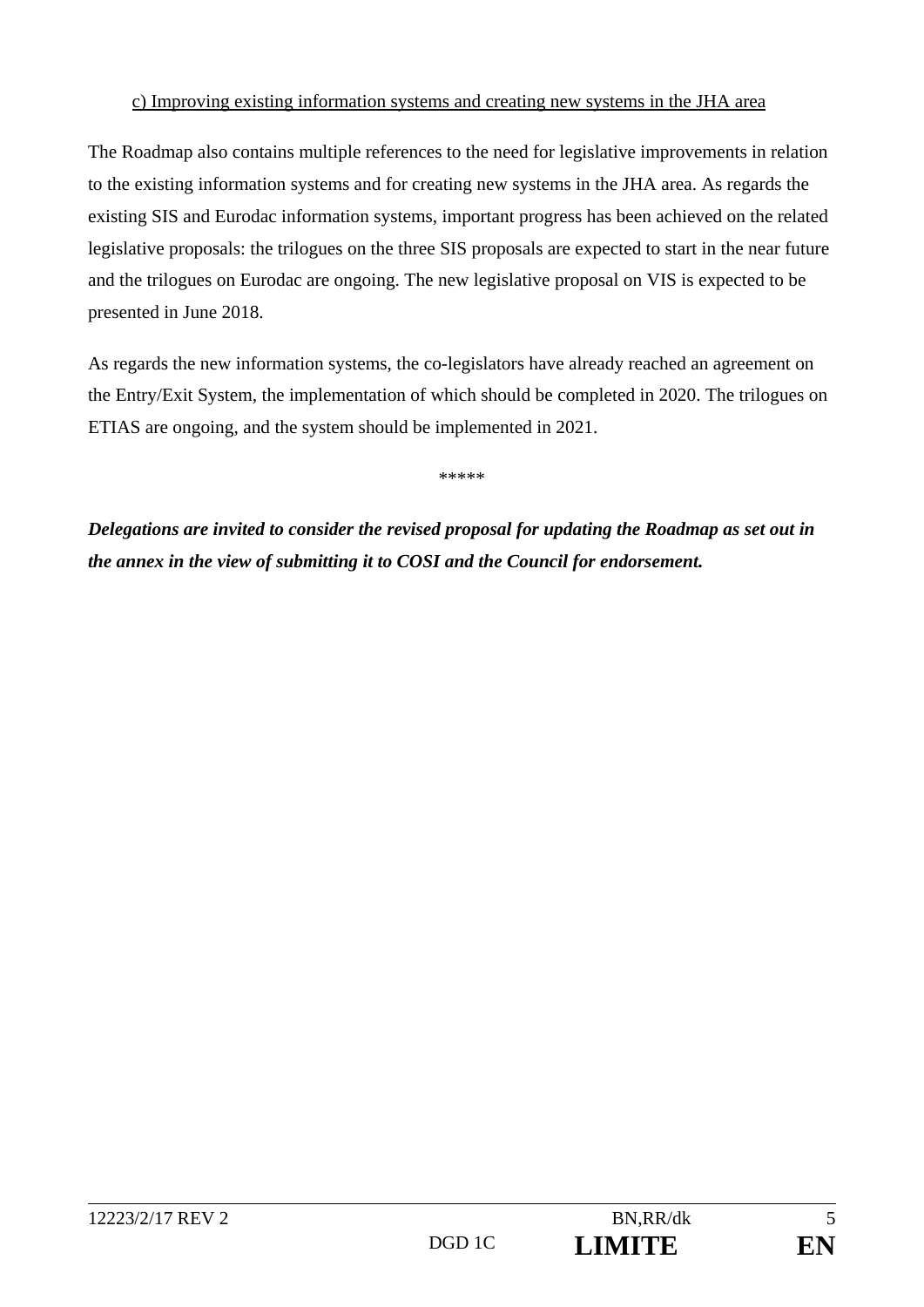c) Improving existing information systems and creating new systems in the JHA area

The Roadmap also contains multiple references to the need for legislative improvements in relation to the existing information systems and for creating new systems in the JHA area. As regards the existing SIS and Eurodac information systems, important progress has been achieved on the related legislative proposals: the trilogues on the three SIS proposals are expected to start in the near future and the trilogues on Eurodac are ongoing. The new legislative proposal on VIS is expected to be presented in June 2018.

As regards the new information systems, the co-legislators have already reached an agreement on the Entry/Exit System, the implementation of which should be completed in 2020. The trilogues on ETIAS are ongoing, and the system should be implemented in 2021.

*****

***Delegations are invited to consider the revised proposal for updating the Roadmap as set out in the annex in the view of submitting it to COSI and the Council for endorsement.***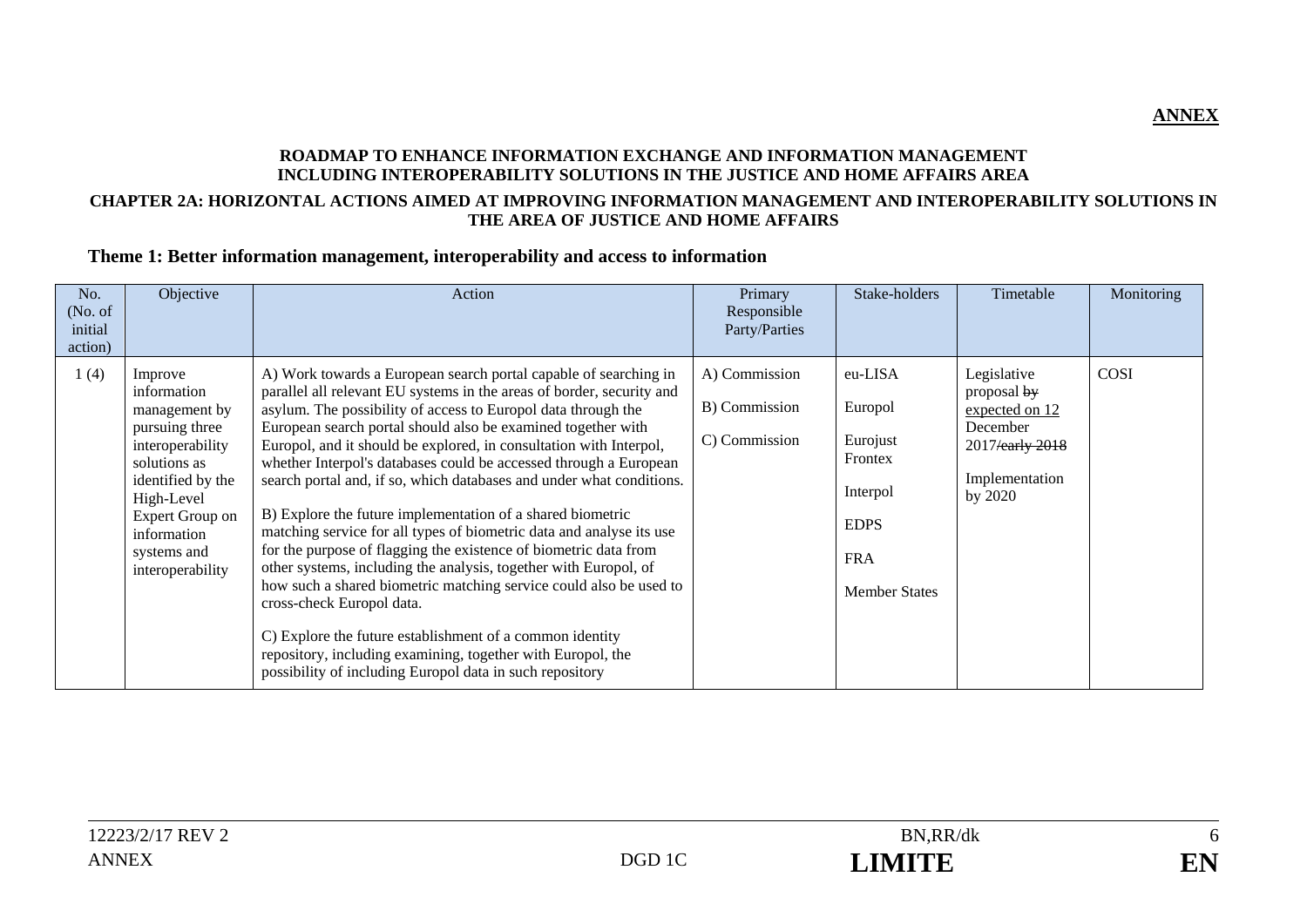**ANNEX**

**ROADMAP TO ENHANCE INFORMATION EXCHANGE AND INFORMATION MANAGEMENT INCLUDING INTEROPERABILITY SOLUTIONS IN THE JUSTICE AND HOME AFFAIRS AREA**

**CHAPTER 2A: HORIZONTAL ACTIONS AIMED AT IMPROVING INFORMATION MANAGEMENT AND INTEROPERABILITY SOLUTIONS IN THE AREA OF JUSTICE AND HOME AFFAIRS**

### Theme 1: Better information management, interoperability and access to information

| No. (No. of initial action) | Objective | Action | Primary Responsible Party/Parties | Stake-holders | Timetable | Monitoring |
|---|---|---|---|---|---|---|
| 1 (4) | Improve information management by pursuing three interoperability solutions as identified by the High-Level Expert Group on information systems and interoperability | A) Work towards a European search portal capable of searching in parallel all relevant EU systems in the areas of border, security and asylum. The possibility of access to Europol data through the European search portal should also be examined together with Europol, and it should be explored, in consultation with Interpol, whether Interpol's databases could be accessed through a European search portal and, if so, which databases and under what conditions.<br><br>B) Explore the future implementation of a shared biometric matching service for all types of biometric data and analyse its use for the purpose of flagging the existence of biometric data from other systems, including the analysis, together with Europol, of how such a shared biometric matching service could also be used to cross-check Europol data.<br><br>C) Explore the future establishment of a common identity repository, including examining, together with Europol, the possibility of including Europol data in such repository | A) Commission<br><br>B) Commission<br><br>C) Commission | eu-LISA<br><br>Europol<br><br>Eurojust<br>Frontex<br><br>Interpol<br><br>EDPS<br><br>FRA<br><br>Member States | Legislative proposal ~~by~~ <u>expected on 12</u> December 2017~~/early 2018~~<br><br>Implementation by 2020 | COSI |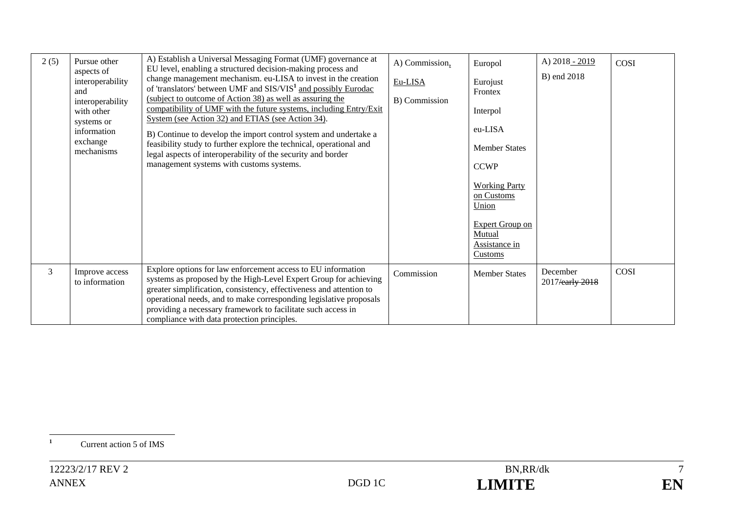| 2 (5) | Pursue other aspects of interoperability and interoperability with other systems or information exchange mechanisms | A) Establish a Universal Messaging Format (UMF) governance at EU level, enabling a structured decision-making process and change management mechanism. eu-LISA to invest in the creation of 'translators' between UMF and SIS/VIS[1] and possibly Eurodac (subject to outcome of Action 38) as well as assuring the compatibility of UMF with the future systems, including Entry/Exit System (see Action 32) and ETIAS (see Action 34).<br><br>B) Continue to develop the import control system and undertake a feasibility study to further explore the technical, operational and legal aspects of interoperability of the security and border management systems with customs systems. | A) Commission,<br><br>Eu-LISA<br><br>B) Commission | Europol<br><br>Eurojust<br>Frontex<br><br>Interpol<br><br>eu-LISA<br><br>Member States<br><br>CCWP<br><br>Working Party on Customs Union<br><br>Expert Group on Mutual Assistance in Customs | A) 2018 - 2019<br><br>B) end 2018 | COSI |
|---|---|---|---|---|---|---|
| 3 | Improve access to information | Explore options for law enforcement access to EU information systems as proposed by the High-Level Expert Group for achieving greater simplification, consistency, effectiveness and attention to operational needs, and to make corresponding legislative proposals providing a necessary framework to facilitate such access in compliance with data protection principles. | Commission | Member States | December 2017~~/early 2018~~ | COSI |

[1] Current action 5 of IMS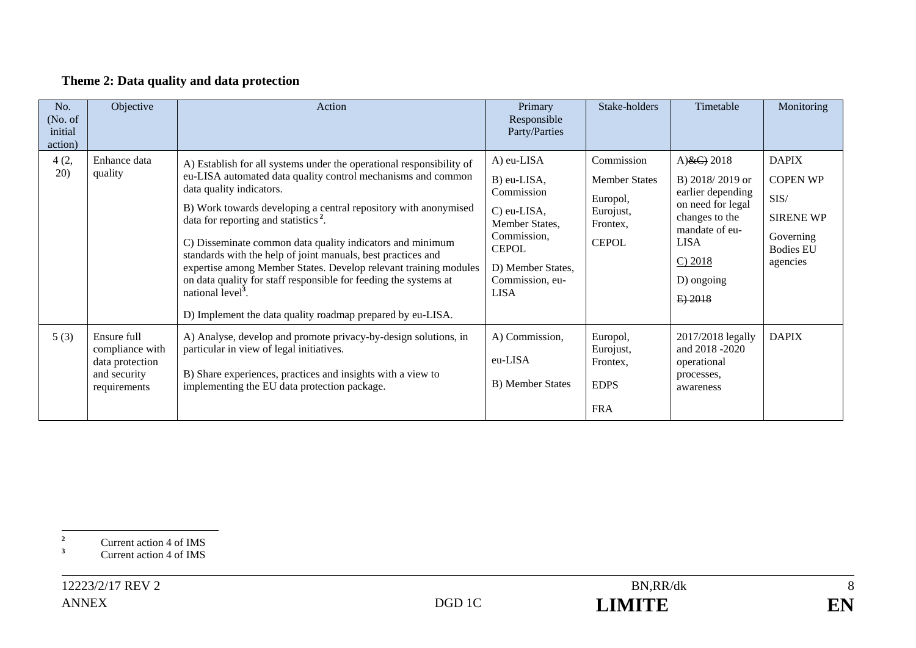## Theme 2: Data quality and data protection

| No. (No. of initial action) | Objective | Action | Primary Responsible Party/Parties | Stake-holders | Timetable | Monitoring |
|---|---|---|---|---|---|---|
| 4 (2, 20) | Enhance data quality | A) Establish for all systems under the operational responsibility of eu-LISA automated data quality control mechanisms and common data quality indicators.<br><br>B) Work towards developing a central repository with anonymised data for reporting and statistics [2].<br><br>C) Disseminate common data quality indicators and minimum standards with the help of joint manuals, best practices and expertise among Member States. Develop relevant training modules on data quality for staff responsible for feeding the systems at national level[3].<br><br>D) Implement the data quality roadmap prepared by eu-LISA. | A) eu-LISA<br><br>B) eu-LISA, Commission<br><br>C) eu-LISA, Member States, Commission, CEPOL<br><br>D) Member States, Commission, eu-LISA | Commission<br><br>Member States<br><br>Europol, Eurojust, Frontex, CEPOL | A)~~&C)~~ 2018<br><br>B) 2018/ 2019 or earlier depending on need for legal changes to the mandate of eu-LISA<br><br>C) 2018<br><br>D) ongoing<br><br>~~E) 2018~~ | DAPIX<br><br>COPEN WP<br><br>SIS/<br><br>SIRENE WP<br><br>Governing Bodies EU agencies |
| 5 (3) | Ensure full compliance with data protection and security requirements | A) Analyse, develop and promote privacy-by-design solutions, in particular in view of legal initiatives.<br><br>B) Share experiences, practices and insights with a view to implementing the EU data protection package. | A) Commission,<br><br>eu-LISA<br><br>B) Member States | Europol, Eurojust, Frontex,<br><br>EDPS<br><br>FRA | 2017/2018 legally and 2018 -2020 operational processes, awareness | DAPIX |

---

[2] Current action 4 of IMS

[3] Current action 4 of IMS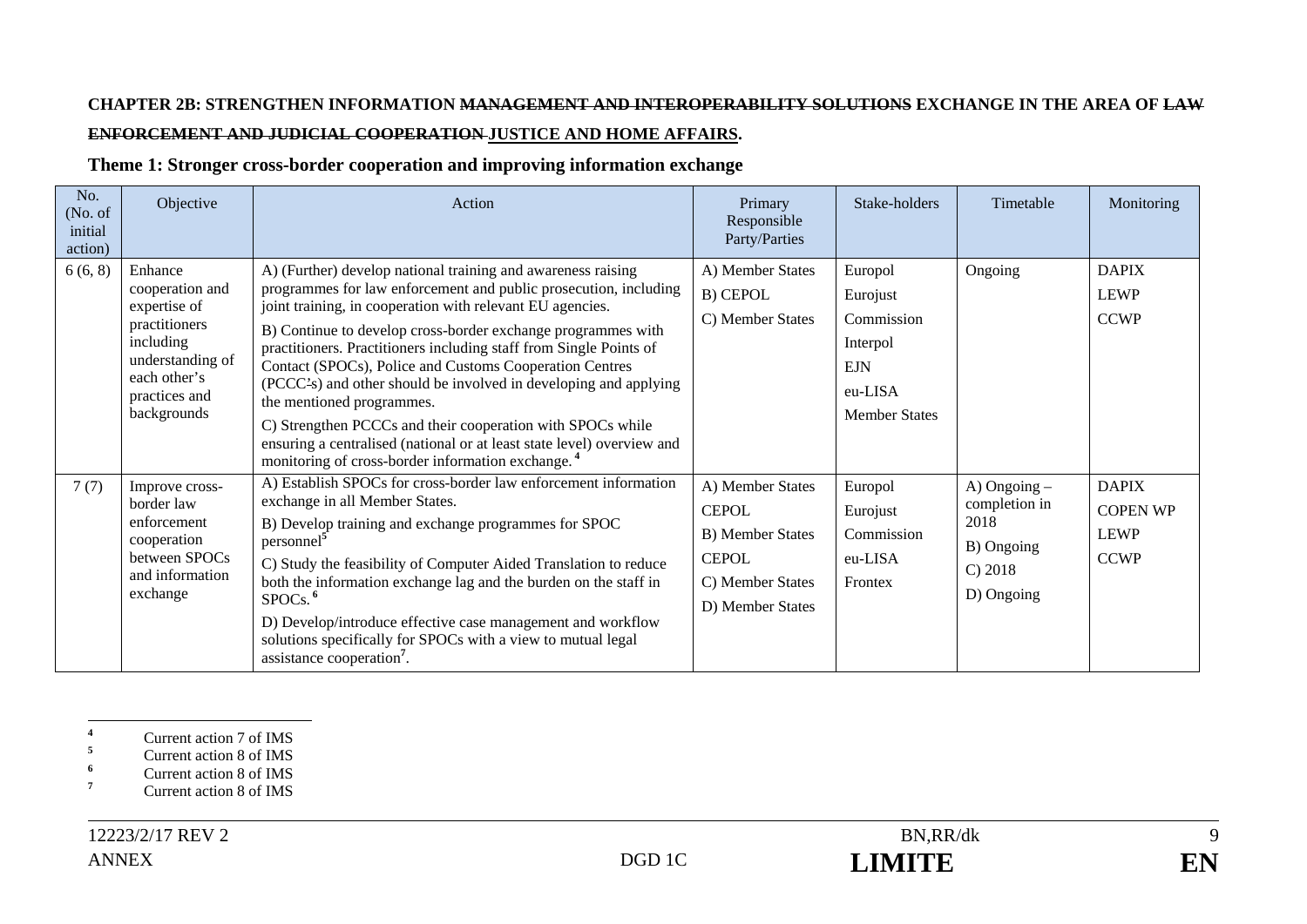**CHAPTER 2B: STRENGTHEN INFORMATION ~~MANAGEMENT AND INTEROPERABILITY SOLUTIONS~~ EXCHANGE IN THE AREA OF ~~LAW ENFORCEMENT AND JUDICIAL COOPERATION~~ JUSTICE AND HOME AFFAIRS.**

**Theme 1: Stronger cross-border cooperation and improving information exchange**

| No. (No. of initial action) | Objective | Action | Primary Responsible Party/Parties | Stake-holders | Timetable | Monitoring |
|---|---|---|---|---|---|---|
| 6 (6, 8) | Enhance cooperation and expertise of practitioners including understanding of each other's practices and backgrounds | A) (Further) develop national training and awareness raising programmes for law enforcement and public prosecution, including joint training, in cooperation with relevant EU agencies.<br>B) Continue to develop cross-border exchange programmes with practitioners. Practitioners including staff from Single Points of Contact (SPOCs), Police and Customs Cooperation Centres (PCCC~~'~~s) and other should be involved in developing and applying the mentioned programmes.<br>C) Strengthen PCCCs and their cooperation with SPOCs while ensuring a centralised (national or at least state level) overview and monitoring of cross-border information exchange. [4] | A) Member States<br>B) CEPOL<br>C) Member States | Europol<br>Eurojust<br>Commission<br>Interpol<br>EJN<br>eu-LISA<br>Member States | Ongoing | DAPIX<br>LEWP<br>CCWP |
| 7 (7) | Improve cross-border law enforcement cooperation between SPOCs and information exchange | A) Establish SPOCs for cross-border law enforcement information exchange in all Member States.<br>B) Develop training and exchange programmes for SPOC personnel[5]<br>C) Study the feasibility of Computer Aided Translation to reduce both the information exchange lag and the burden on the staff in SPOCs. [6]<br>D) Develop/introduce effective case management and workflow solutions specifically for SPOCs with a view to mutual legal assistance cooperation[7]. | A) Member States<br>CEPOL<br>B) Member States<br>CEPOL<br>C) Member States<br>D) Member States | Europol<br>Eurojust<br>Commission<br>eu-LISA<br>Frontex | A) Ongoing – completion in 2018<br>B) Ongoing<br>C) 2018<br>D) Ongoing | DAPIX<br>COPEN WP<br>LEWP<br>CCWP |

[4] Current action 7 of IMS
[5] Current action 8 of IMS
[6] Current action 8 of IMS
[7] Current action 8 of IMS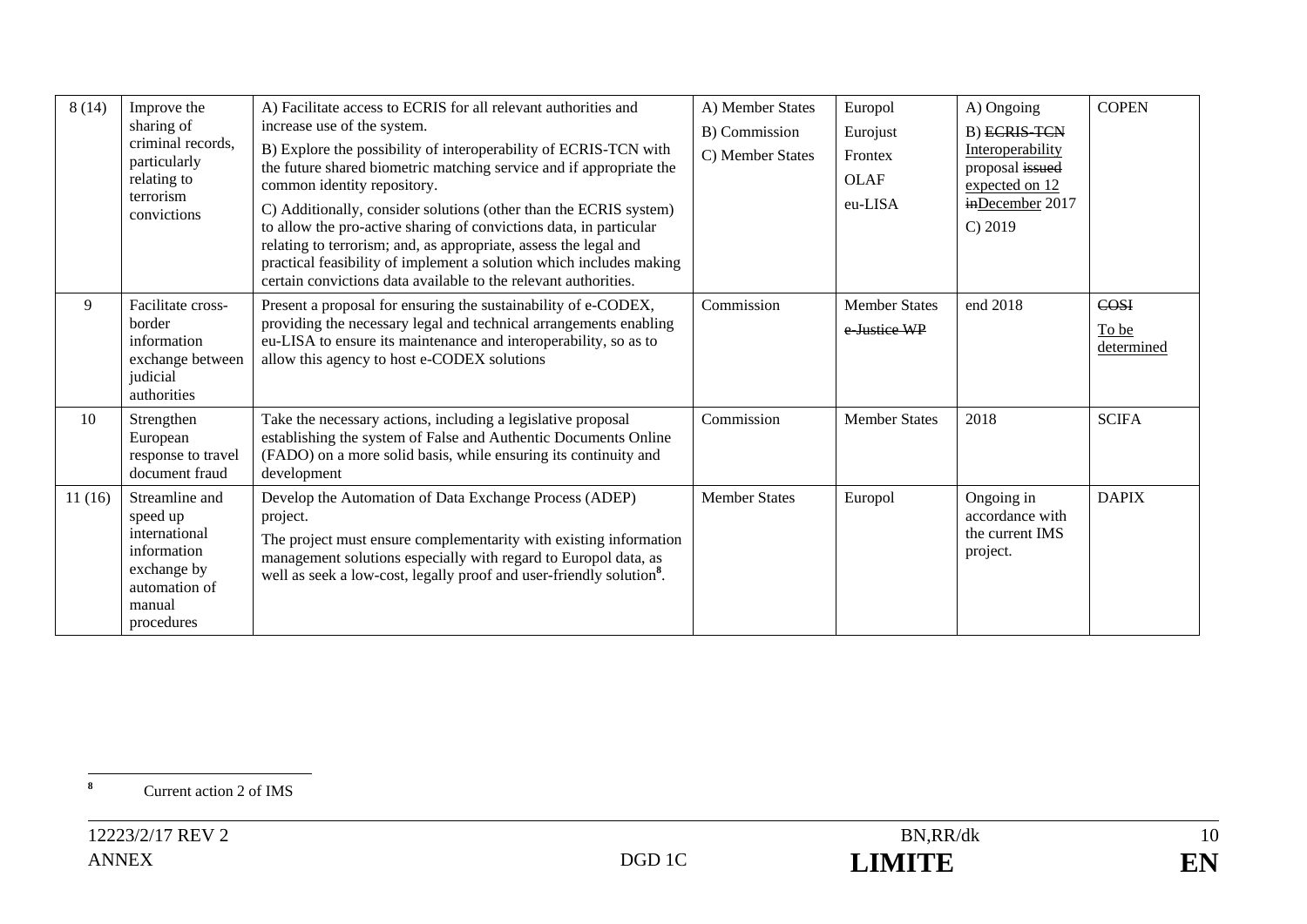| 8 (14) | Improve the sharing of criminal records, particularly relating to terrorism convictions | A) Facilitate access to ECRIS for all relevant authorities and increase use of the system.<br>B) Explore the possibility of interoperability of ECRIS-TCN with the future shared biometric matching service and if appropriate the common identity repository.<br>C) Additionally, consider solutions (other than the ECRIS system) to allow the pro-active sharing of convictions data, in particular relating to terrorism; and, as appropriate, assess the legal and practical feasibility of implement a solution which includes making certain convictions data available to the relevant authorities. | A) Member States<br>B) Commission<br>C) Member States | Europol<br>Eurojust<br>Frontex<br>OLAF<br>eu-LISA | A) Ongoing<br>B) ~~ECRIS-TCN~~ Interoperability proposal ~~issued~~ expected on 12 ~~in~~December 2017<br>C) 2019 | COPEN |
|---|---|---|---|---|---|---|
| 9 | Facilitate cross-border information exchange between judicial authorities | Present a proposal for ensuring the sustainability of e-CODEX, providing the necessary legal and technical arrangements enabling eu-LISA to ensure its maintenance and interoperability, so as to allow this agency to host e-CODEX solutions | Commission | Member States<br>~~e-Justice WP~~ | end 2018 | ~~COSI~~<br>To be determined |
| 10 | Strengthen European response to travel document fraud | Take the necessary actions, including a legislative proposal establishing the system of False and Authentic Documents Online (FADO) on a more solid basis, while ensuring its continuity and development | Commission | Member States | 2018 | SCIFA |
| 11 (16) | Streamline and speed up international information exchange by automation of manual procedures | Develop the Automation of Data Exchange Process (ADEP) project.<br>The project must ensure complementarity with existing information management solutions especially with regard to Europol data, as well as seek a low-cost, legally proof and user-friendly solution[8]. | Member States | Europol | Ongoing in accordance with the current IMS project. | DAPIX |

[8] Current action 2 of IMS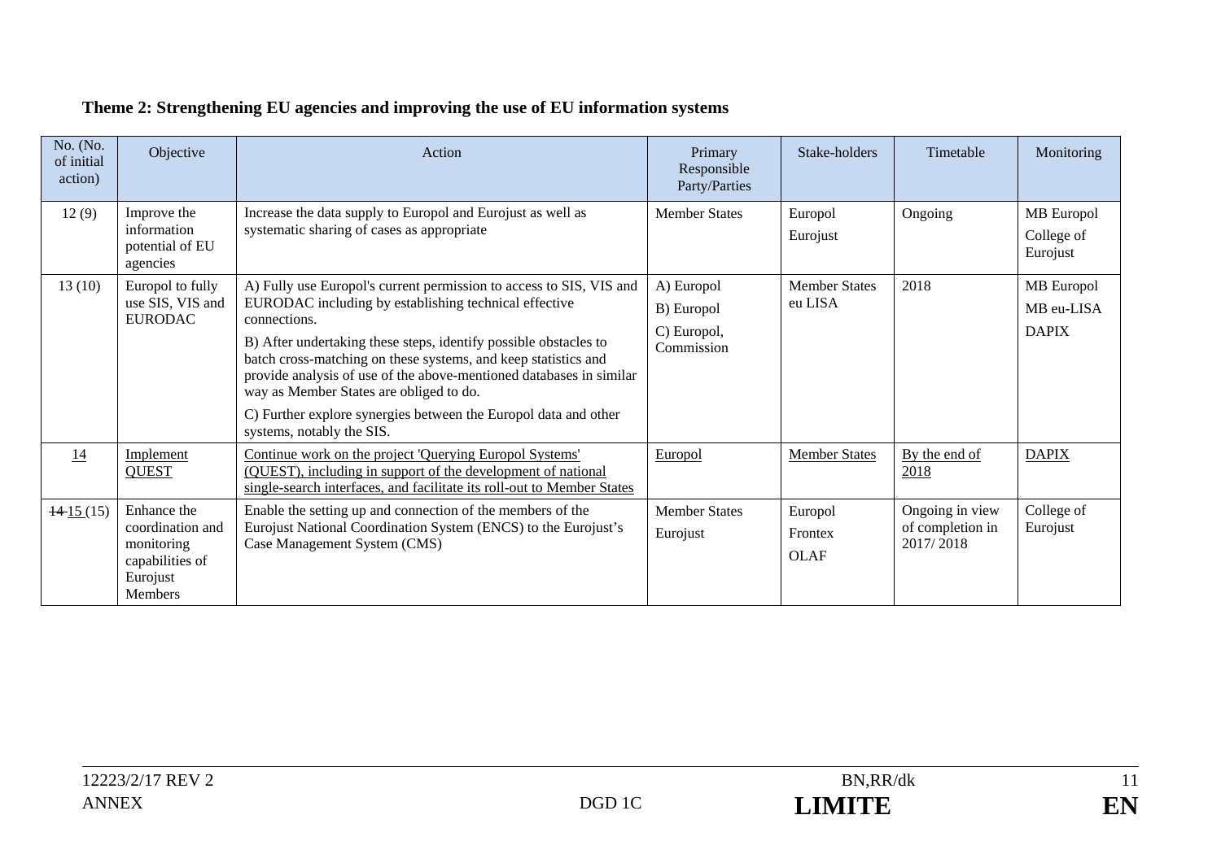**Theme 2: Strengthening EU agencies and improving the use of EU information systems**

| No. (No. of initial action) | Objective | Action | Primary Responsible Party/Parties | Stake-holders | Timetable | Monitoring |
|---|---|---|---|---|---|---|
| 12 (9) | Improve the information potential of EU agencies | Increase the data supply to Europol and Eurojust as well as systematic sharing of cases as appropriate | Member States | Europol<br>Eurojust | Ongoing | MB Europol<br>College of Eurojust |
| 13 (10) | Europol to fully use SIS, VIS and EURODAC | A) Fully use Europol's current permission to access to SIS, VIS and EURODAC including by establishing technical effective connections.<br>B) After undertaking these steps, identify possible obstacles to batch cross-matching on these systems, and keep statistics and provide analysis of use of the above-mentioned databases in similar way as Member States are obliged to do.<br>C) Further explore synergies between the Europol data and other systems, notably the SIS. | A) Europol<br>B) Europol<br>C) Europol, Commission | Member States<br>eu LISA | 2018 | MB Europol<br>MB eu-LISA<br>DAPIX |
| 14 | Implement QUEST | Continue work on the project 'Querying Europol Systems' (QUEST), including in support of the development of national single-search interfaces, and facilitate its roll-out to Member States | Europol | Member States | By the end of 2018 | DAPIX |
| ~~14~~ 15 (15) | Enhance the coordination and monitoring capabilities of Eurojust Members | Enable the setting up and connection of the members of the Eurojust National Coordination System (ENCS) to the Eurojust's Case Management System (CMS) | Member States<br>Eurojust | Europol<br>Frontex<br>OLAF | Ongoing in view of completion in 2017/ 2018 | College of Eurojust |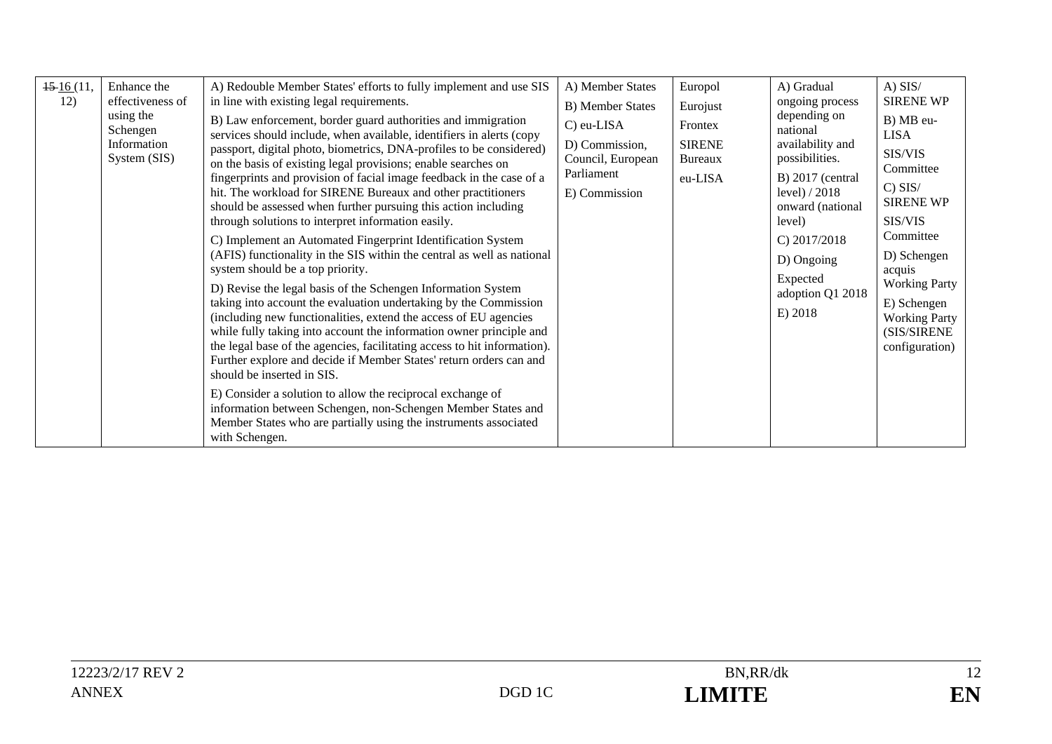| ~~15~~ 16 (11, 12) | Enhance the effectiveness of using the Schengen Information System (SIS) | A) Redouble Member States' efforts to fully implement and use SIS in line with existing legal requirements.<br><br>B) Law enforcement, border guard authorities and immigration services should include, when available, identifiers in alerts (copy passport, digital photo, biometrics, DNA-profiles to be considered) on the basis of existing legal provisions; enable searches on fingerprints and provision of facial image feedback in the case of a hit. The workload for SIRENE Bureaux and other practitioners should be assessed when further pursuing this action including through solutions to interpret information easily.<br><br>C) Implement an Automated Fingerprint Identification System (AFIS) functionality in the SIS within the central as well as national system should be a top priority.<br><br>D) Revise the legal basis of the Schengen Information System taking into account the evaluation undertaking by the Commission (including new functionalities, extend the access of EU agencies while fully taking into account the information owner principle and the legal base of the agencies, facilitating access to hit information). Further explore and decide if Member States' return orders can and should be inserted in SIS.<br><br>E) Consider a solution to allow the reciprocal exchange of information between Schengen, non-Schengen Member States and Member States who are partially using the instruments associated with Schengen. | A) Member States<br><br>B) Member States<br><br>C) eu-LISA<br><br>D) Commission, Council, European Parliament<br><br>E) Commission | Europol<br><br>Eurojust<br><br>Frontex<br><br>SIRENE Bureaux<br><br>eu-LISA | A) Gradual ongoing process depending on national availability and possibilities.<br><br>B) 2017 (central level) / 2018 onward (national level)<br><br>C) 2017/2018<br><br>D) Ongoing<br><br>Expected adoption Q1 2018<br><br>E) 2018 | A) SIS/ SIRENE WP<br><br>B) MB eu-LISA<br><br>SIS/VIS Committee<br><br>C) SIS/ SIRENE WP<br><br>SIS/VIS Committee<br><br>D) Schengen acquis Working Party<br><br>E) Schengen Working Party (SIS/SIRENE configuration) |
|---|---|---|---|---|---|---|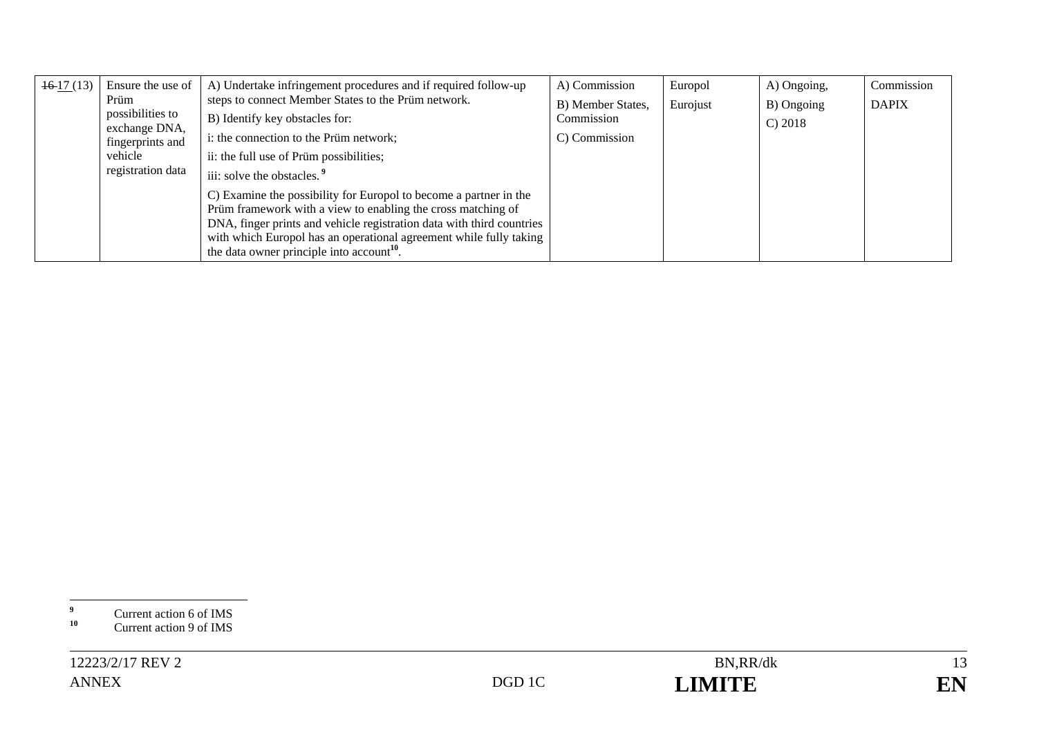| ~~16~~ 17 (13) | Ensure the use of Prüm possibilities to exchange DNA, fingerprints and vehicle registration data | A) Undertake infringement procedures and if required follow-up steps to connect Member States to the Prüm network.<br>B) Identify key obstacles for:<br>i: the connection to the Prüm network;<br>ii: the full use of Prüm possibilities;<br>iii: solve the obstacles. [9]<br>C) Examine the possibility for Europol to become a partner in the Prüm framework with a view to enabling the cross matching of DNA, finger prints and vehicle registration data with third countries with which Europol has an operational agreement while fully taking the data owner principle into account[10]. | A) Commission<br>B) Member States, Commission<br>C) Commission | Europol<br>Eurojust | A) Ongoing,<br>B) Ongoing<br>C) 2018 | Commission<br>DAPIX |
|---|---|---|---|---|---|---|

[9] Current action 6 of IMS

[10] Current action 9 of IMS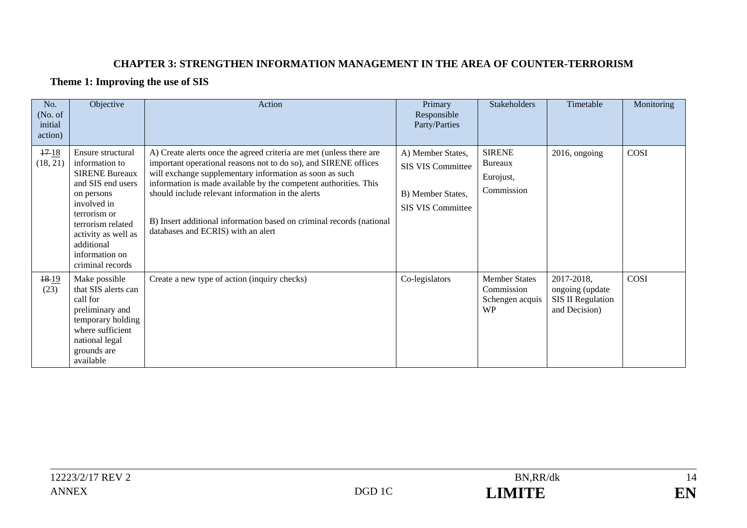## CHAPTER 3: STRENGTHEN INFORMATION MANAGEMENT IN THE AREA OF COUNTER-TERRORISM

### Theme 1: Improving the use of SIS

| No. (No. of initial action) | Objective | Action | Primary Responsible Party/Parties | Stakeholders | Timetable | Monitoring |
|---|---|---|---|---|---|---|
| ~~17~~ 18 (18, 21) | Ensure structural information to SIRENE Bureaux and SIS end users on persons involved in terrorism or terrorism related activity as well as additional information on criminal records | A) Create alerts once the agreed criteria are met (unless there are important operational reasons not to do so), and SIRENE offices will exchange supplementary information as soon as such information is made available by the competent authorities. This should include relevant information in the alerts<br><br>B) Insert additional information based on criminal records (national databases and ECRIS) with an alert | A) Member States, SIS VIS Committee<br><br>B) Member States, SIS VIS Committee | SIRENE Bureaux<br><br>Eurojust,<br><br>Commission | 2016, ongoing | COSI |
| ~~18~~ 19 (23) | Make possible that SIS alerts can call for preliminary and temporary holding where sufficient national legal grounds are available | Create a new type of action (inquiry checks) | Co-legislators | Member States Commission Schengen acquis WP | 2017-2018, ongoing (update SIS II Regulation and Decision) | COSI |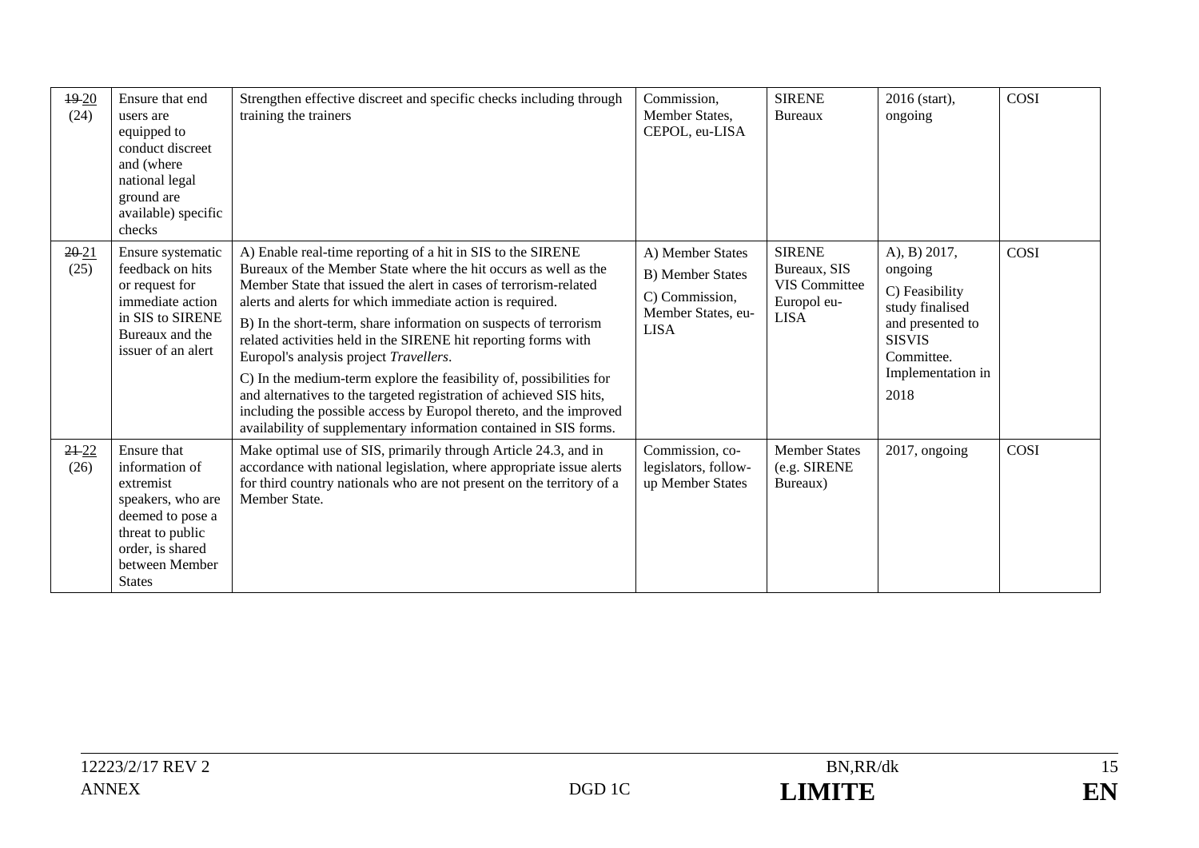| ~~19~~ 20 (24) | Ensure that end users are equipped to conduct discreet and (where national legal ground are available) specific checks | Strengthen effective discreet and specific checks including through training the trainers | Commission, Member States, CEPOL, eu-LISA | SIRENE Bureaux | 2016 (start), ongoing | COSI |
|---|---|---|---|---|---|---|
| ~~20~~ 21 (25) | Ensure systematic feedback on hits or request for immediate action in SIS to SIRENE Bureaux and the issuer of an alert | A) Enable real-time reporting of a hit in SIS to the SIRENE Bureaux of the Member State where the hit occurs as well as the Member State that issued the alert in cases of terrorism-related alerts and alerts for which immediate action is required.<br><br>B) In the short-term, share information on suspects of terrorism related activities held in the SIRENE hit reporting forms with Europol's analysis project *Travellers*.<br><br>C) In the medium-term explore the feasibility of, possibilities for and alternatives to the targeted registration of achieved SIS hits, including the possible access by Europol thereto, and the improved availability of supplementary information contained in SIS forms. | A) Member States<br><br>B) Member States<br><br>C) Commission, Member States, eu-LISA | SIRENE Bureaux, SIS VIS Committee Europol eu-LISA | A), B) 2017, ongoing<br><br>C) Feasibility study finalised and presented to SISVIS Committee. Implementation in 2018 | COSI |
| ~~21~~ 22 (26) | Ensure that information of extremist speakers, who are deemed to pose a threat to public order, is shared between Member States | Make optimal use of SIS, primarily through Article 24.3, and in accordance with national legislation, where appropriate issue alerts for third country nationals who are not present on the territory of a Member State. | Commission, co-legislators, follow-up Member States | Member States (e.g. SIRENE Bureaux) | 2017, ongoing | COSI |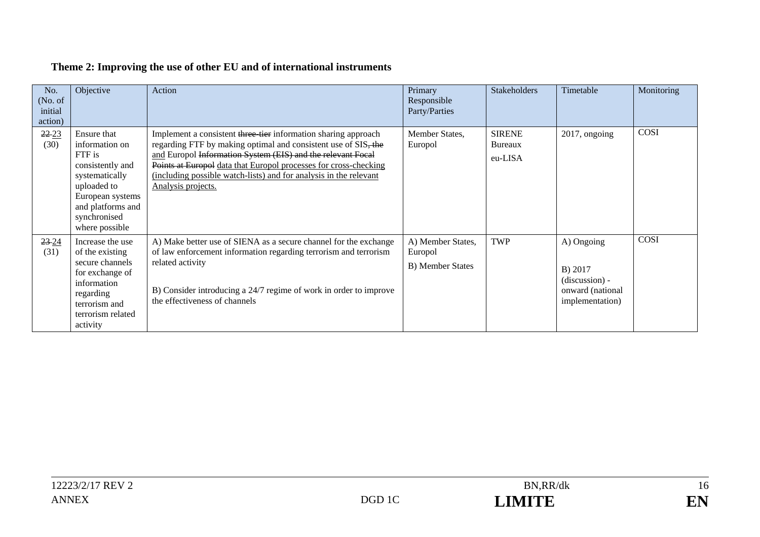**Theme 2: Improving the use of other EU and of international instruments**

| No. (No. of initial action) | Objective | Action | Primary Responsible Party/Parties | Stakeholders | Timetable | Monitoring |
|---|---|---|---|---|---|---|
| ~~22~~ <u>23</u> (30) | Ensure that information on FTF is consistently and systematically uploaded to European systems and platforms and synchronised where possible | Implement a consistent ~~three-tier~~ information sharing approach regarding FTF by making optimal and consistent use of SIS~~, the~~ <u>and</u> Europol ~~Information System (EIS) and the relevant Focal Points at Europol~~ <u>data that Europol processes for cross-checking (including possible watch-lists) and for analysis in the relevant Analysis projects.</u> | Member States, Europol | SIRENE Bureaux<br>eu-LISA | 2017, ongoing | COSI |
| ~~23~~ <u>24</u> (31) | Increase the use of the existing secure channels for exchange of information regarding terrorism and terrorism related activity | A) Make better use of SIENA as a secure channel for the exchange of law enforcement information regarding terrorism and terrorism related activity<br><br>B) Consider introducing a 24/7 regime of work in order to improve the effectiveness of channels | A) Member States, Europol<br>B) Member States | TWP | A) Ongoing<br><br>B) 2017 (discussion) - onward (national implementation) | COSI |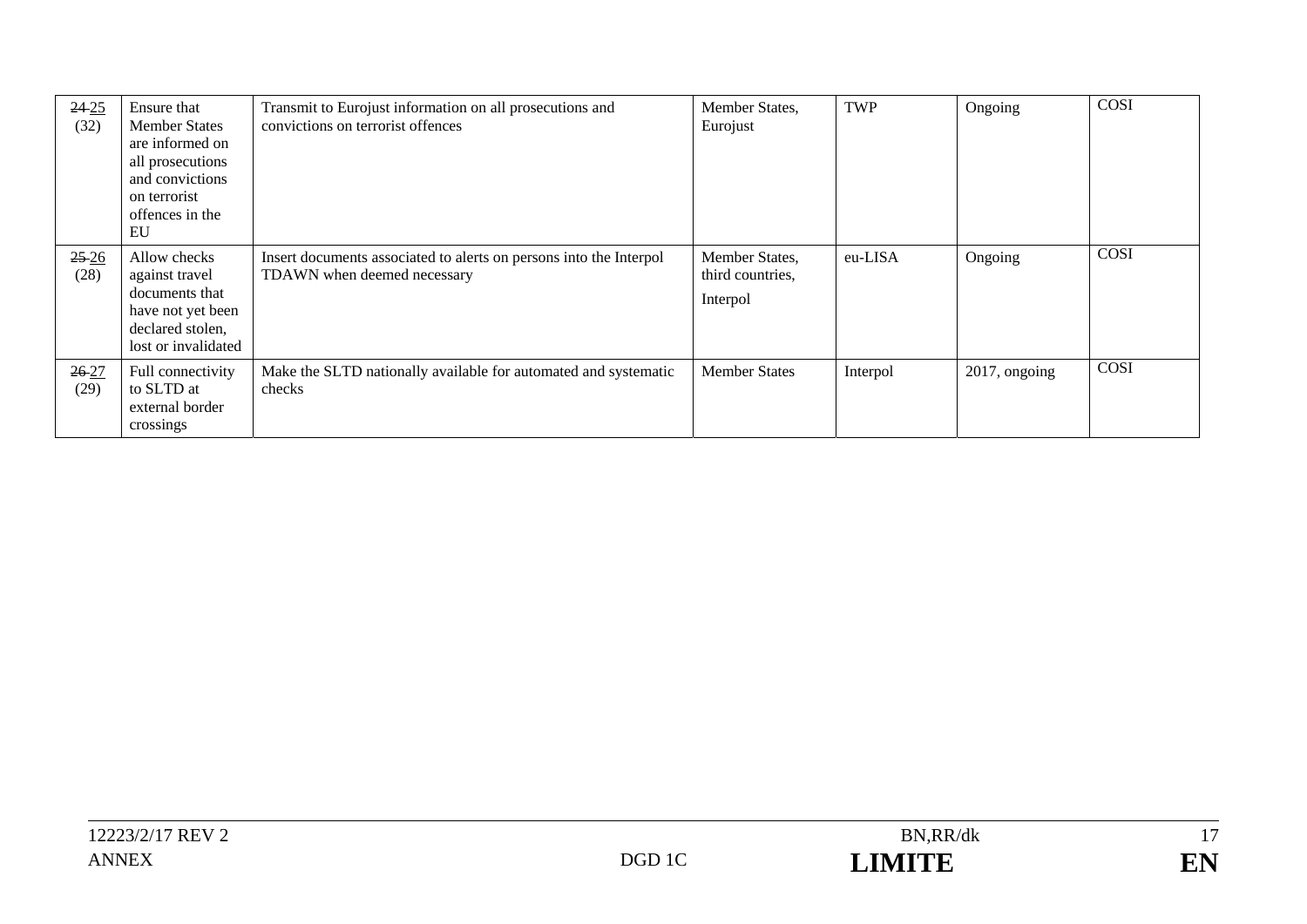| ~~24~~ 25 (32) | Ensure that Member States are informed on all prosecutions and convictions on terrorist offences in the EU | Transmit to Eurojust information on all prosecutions and convictions on terrorist offences | Member States, Eurojust | TWP | Ongoing | COSI |
|---|---|---|---|---|---|---|
| ~~25~~ 26 (28) | Allow checks against travel documents that have not yet been declared stolen, lost or invalidated | Insert documents associated to alerts on persons into the Interpol TDAWN when deemed necessary | Member States, third countries, Interpol | eu-LISA | Ongoing | COSI |
| ~~26~~ 27 (29) | Full connectivity to SLTD at external border crossings | Make the SLTD nationally available for automated and systematic checks | Member States | Interpol | 2017, ongoing | COSI |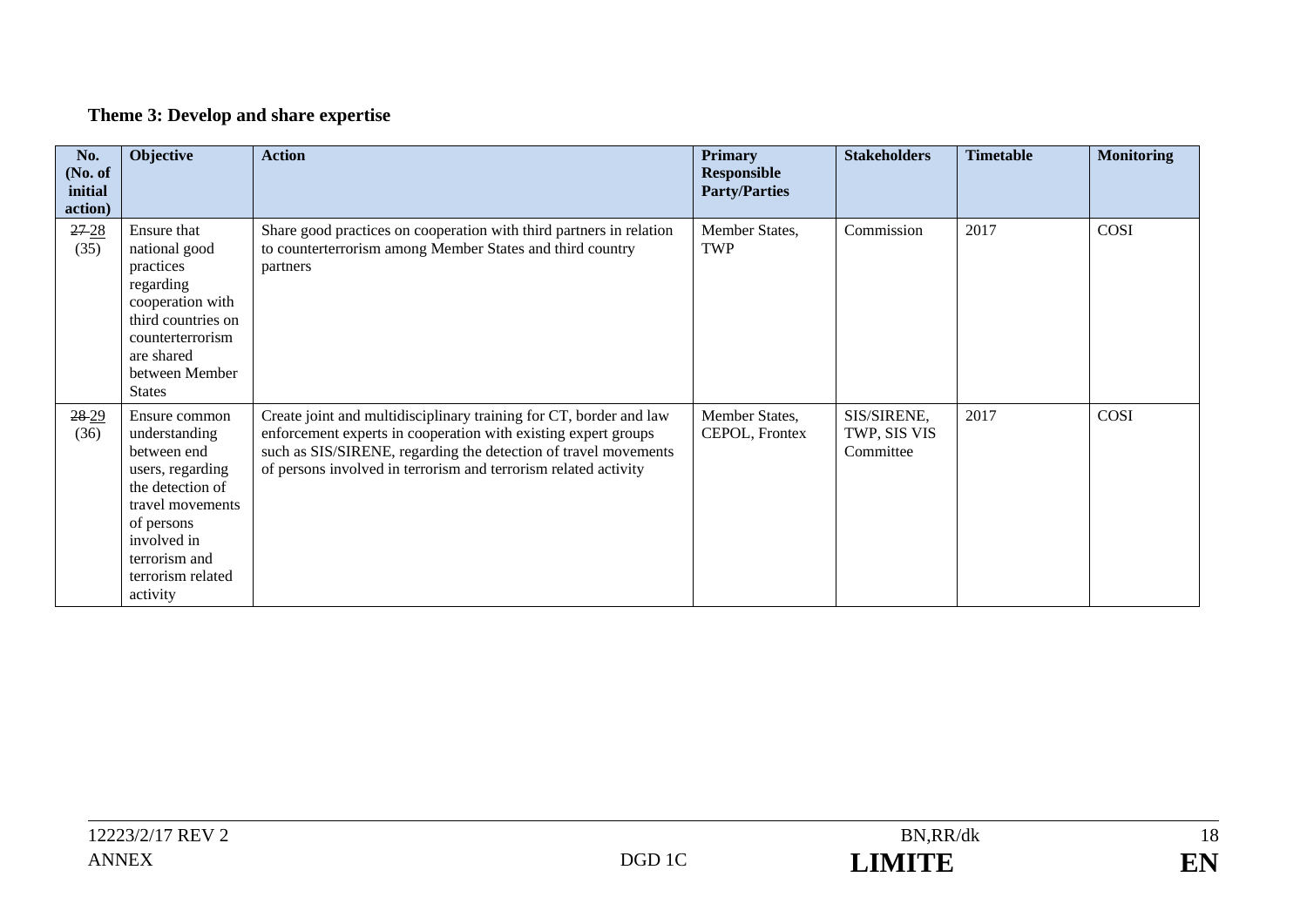**Theme 3: Develop and share expertise**

| No. (No. of initial action) | Objective | Action | Primary Responsible Party/Parties | Stakeholders | Timetable | Monitoring |
|---|---|---|---|---|---|---|
| ~~27~~ 28 (35) | Ensure that national good practices regarding cooperation with third countries on counterterrorism are shared between Member States | Share good practices on cooperation with third partners in relation to counterterrorism among Member States and third country partners | Member States, TWP | Commission | 2017 | COSI |
| ~~28~~ 29 (36) | Ensure common understanding between end users, regarding the detection of travel movements of persons involved in terrorism and terrorism related activity | Create joint and multidisciplinary training for CT, border and law enforcement experts in cooperation with existing expert groups such as SIS/SIRENE, regarding the detection of travel movements of persons involved in terrorism and terrorism related activity | Member States, CEPOL, Frontex | SIS/SIRENE, TWP, SIS VIS Committee | 2017 | COSI |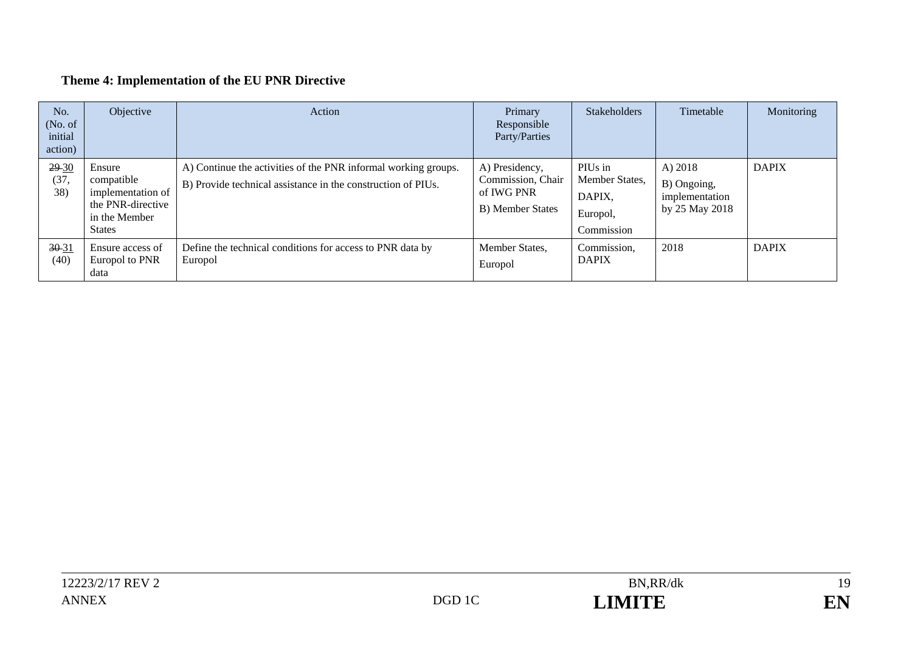**Theme 4: Implementation of the EU PNR Directive**

| No. (No. of initial action) | Objective | Action | Primary Responsible Party/Parties | Stakeholders | Timetable | Monitoring |
|---|---|---|---|---|---|---|
| ~~29~~ <u>30</u> (37, 38) | Ensure compatible implementation of the PNR-directive in the Member States | A) Continue the activities of the PNR informal working groups.<br>B) Provide technical assistance in the construction of PIUs. | A) Presidency, Commission, Chair of IWG PNR<br>B) Member States | PIUs in Member States, DAPIX, Europol, Commission | A) 2018<br>B) Ongoing, implementation by 25 May 2018 | DAPIX |
| ~~30~~ <u>31</u> (40) | Ensure access of Europol to PNR data | Define the technical conditions for access to PNR data by Europol | Member States, Europol | Commission, DAPIX | 2018 | DAPIX |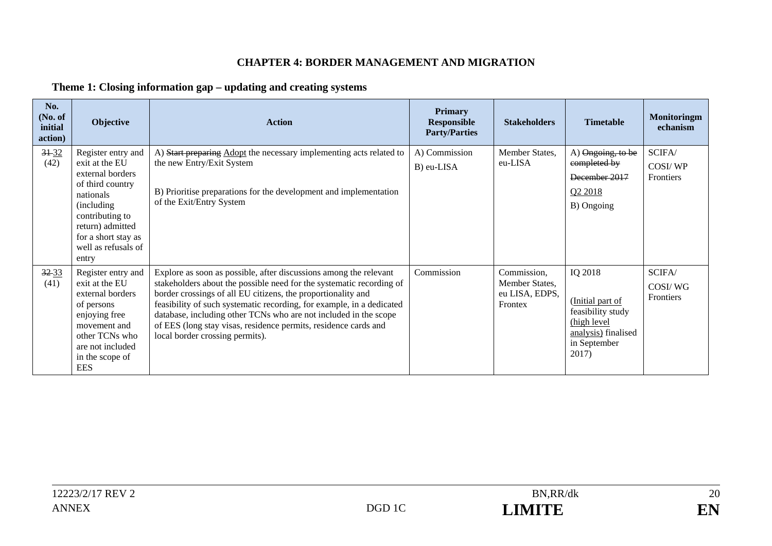## CHAPTER 4: BORDER MANAGEMENT AND MIGRATION

### Theme 1: Closing information gap – updating and creating systems

| No. (No. of initial action) | Objective | Action | Primary Responsible Party/Parties | Stakeholders | Timetable | Monitoringmechanism |
|---|---|---|---|---|---|---|
| ~~31~~ 32 (42) | Register entry and exit at the EU external borders of third country nationals (including contributing to return) admitted for a short stay as well as refusals of entry | A) ~~Start preparing~~ Adopt the necessary implementing acts related to the new Entry/Exit System<br><br>B) Prioritise preparations for the development and implementation of the Exit/Entry System | A) Commission<br>B) eu-LISA | Member States, eu-LISA | A) ~~Ongoing, to be completed by December 2017~~ Q2 2018<br>B) Ongoing | SCIFA/ COSI/ WP Frontiers |
| ~~32~~ 33 (41) | Register entry and exit at the EU external borders of persons enjoying free movement and other TCNs who are not included in the scope of EES | Explore as soon as possible, after discussions among the relevant stakeholders about the possible need for the systematic recording of border crossings of all EU citizens, the proportionality and feasibility of such systematic recording, for example, in a dedicated database, including other TCNs who are not included in the scope of EES (long stay visas, residence permits, residence cards and local border crossing permits). | Commission | Commission, Member States, eu LISA, EDPS, Frontex | IQ 2018<br><br>(Initial part of feasibility study (high level analysis) finalised in September 2017) | SCIFA/ COSI/ WG Frontiers |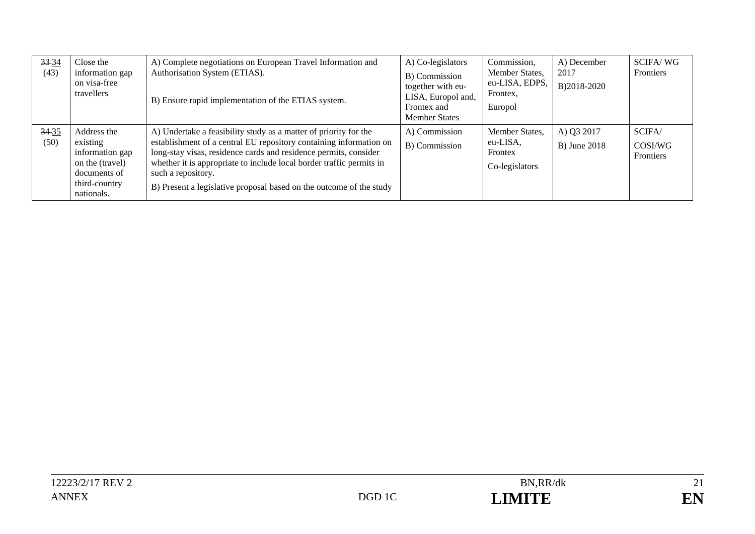| ~~33~~ 34 (43) | Close the information gap on visa-free travellers | A) Complete negotiations on European Travel Information and Authorisation System (ETIAS).<br><br>B) Ensure rapid implementation of the ETIAS system. | A) Co-legislators<br>B) Commission together with eu-LISA, Europol and, Frontex and Member States | Commission, Member States, eu-LISA, EDPS, Frontex, Europol | A) December 2017<br>B)2018-2020 | SCIFA/ WG Frontiers |
|---|---|---|---|---|---|---|
| ~~34~~ 35 (50) | Address the existing information gap on the (travel) documents of third-country nationals. | A) Undertake a feasibility study as a matter of priority for the establishment of a central EU repository containing information on long-stay visas, residence cards and residence permits, consider whether it is appropriate to include local border traffic permits in such a repository.<br>B) Present a legislative proposal based on the outcome of the study | A) Commission<br>B) Commission | Member States, eu-LISA, Frontex<br>Co-legislators | A) Q3 2017<br>B) June 2018 | SCIFA/ COSI/WG Frontiers |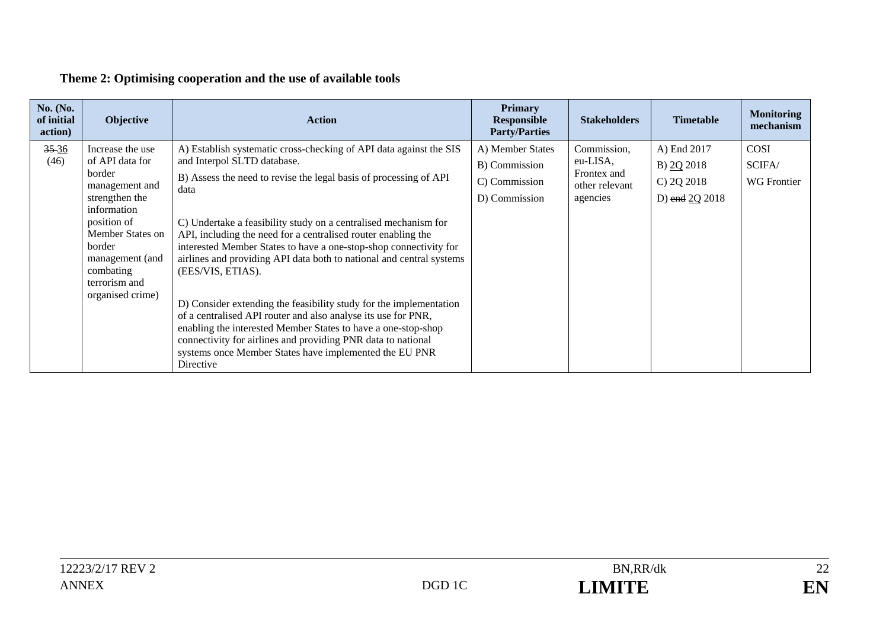**Theme 2: Optimising cooperation and the use of available tools**

| No. (No. of initial action) | Objective | Action | Primary Responsible Party/Parties | Stakeholders | Timetable | Monitoring mechanism |
|---|---|---|---|---|---|---|
| ~~35~~ 36 (46) | Increase the use of API data for border management and strengthen the information position of Member States on border management (and combating terrorism and organised crime) | A) Establish systematic cross-checking of API data against the SIS and Interpol SLTD database.<br>B) Assess the need to revise the legal basis of processing of API data<br>C) Undertake a feasibility study on a centralised mechanism for API, including the need for a centralised router enabling the interested Member States to have a one-stop-shop connectivity for airlines and providing API data both to national and central systems (EES/VIS, ETIAS).<br>D) Consider extending the feasibility study for the implementation of a centralised API router and also analyse its use for PNR, enabling the interested Member States to have a one-stop-shop connectivity for airlines and providing PNR data to national systems once Member States have implemented the EU PNR Directive | A) Member States<br>B) Commission<br>C) Commission<br>D) Commission | Commission, eu-LISA, Frontex and other relevant agencies | A) End 2017<br>B) 2Q 2018<br>C) 2Q 2018<br>D) ~~end~~ 2Q 2018 | COSI<br>SCIFA/<br>WG Frontier |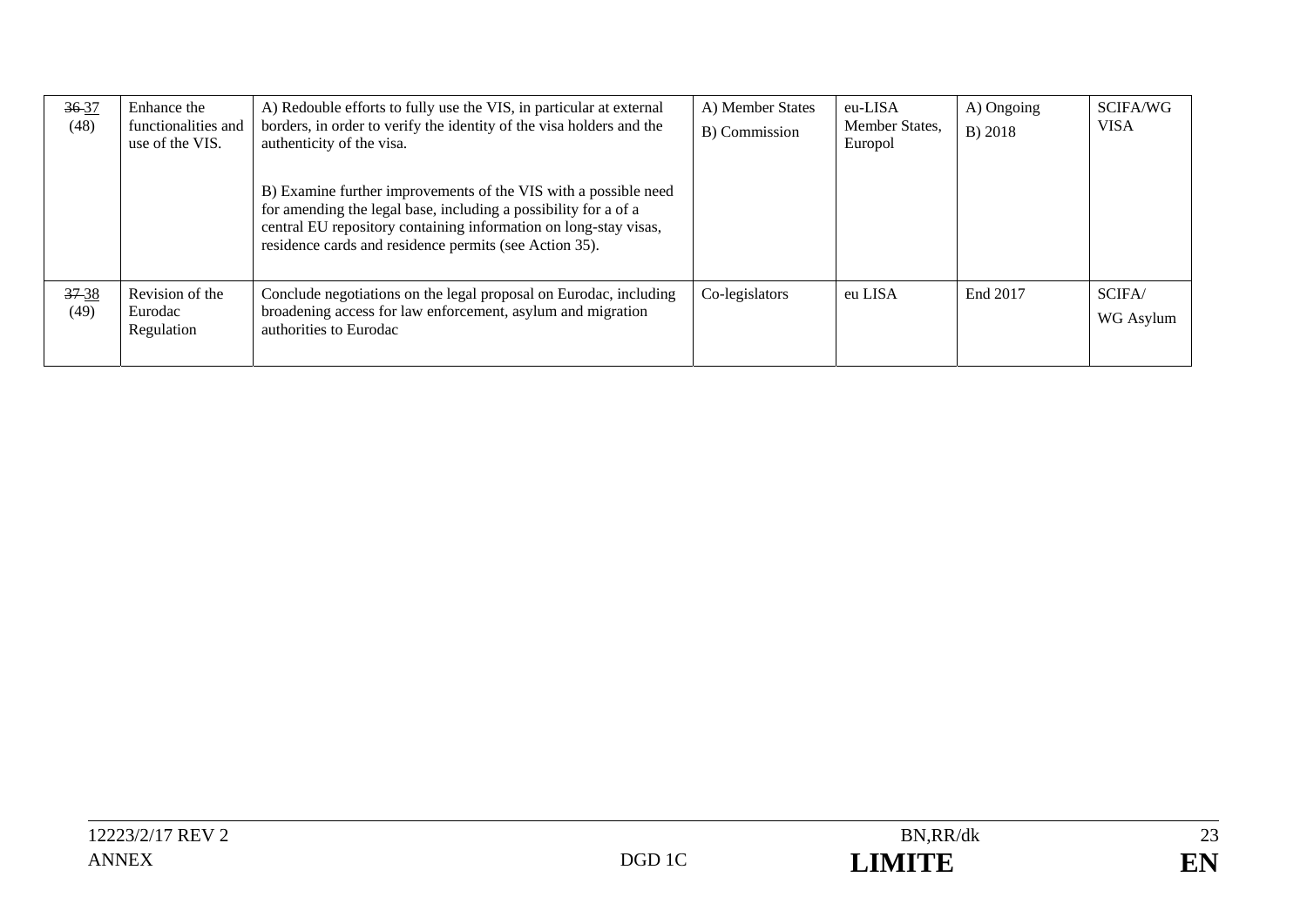| ~~36~~ 37 (48) | Enhance the functionalities and use of the VIS. | A) Redouble efforts to fully use the VIS, in particular at external borders, in order to verify the identity of the visa holders and the authenticity of the visa.<br><br>B) Examine further improvements of the VIS with a possible need for amending the legal base, including a possibility for a of a central EU repository containing information on long-stay visas, residence cards and residence permits (see Action 35). | A) Member States<br>B) Commission | eu-LISA<br>Member States, Europol | A) Ongoing<br>B) 2018 | SCIFA/WG VISA |
|---|---|---|---|---|---|---|
| ~~37~~ 38 (49) | Revision of the Eurodac Regulation | Conclude negotiations on the legal proposal on Eurodac, including broadening access for law enforcement, asylum and migration authorities to Eurodac | Co-legislators | eu LISA | End 2017 | SCIFA/<br>WG Asylum |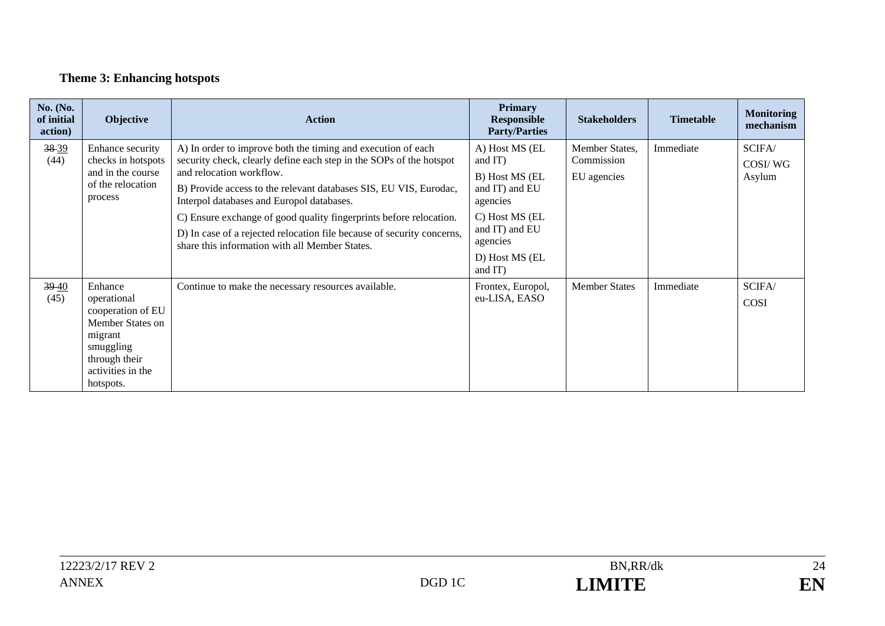**Theme 3: Enhancing hotspots**

| No. (No. of initial action) | Objective | Action | Primary Responsible Party/Parties | Stakeholders | Timetable | Monitoring mechanism |
|---|---|---|---|---|---|---|
| ~~38~~ 39 (44) | Enhance security checks in hotspots and in the course of the relocation process | A) In order to improve both the timing and execution of each security check, clearly define each step in the SOPs of the hotspot and relocation workflow.<br>B) Provide access to the relevant databases SIS, EU VIS, Eurodac, Interpol databases and Europol databases.<br>C) Ensure exchange of good quality fingerprints before relocation.<br>D) In case of a rejected relocation file because of security concerns, share this information with all Member States. | A) Host MS (EL and IT)<br>B) Host MS (EL and IT) and EU agencies<br>C) Host MS (EL and IT) and EU agencies<br>D) Host MS (EL and IT) | Member States, Commission<br>EU agencies | Immediate | SCIFA/ COSI/ WG Asylum |
| ~~39~~ 40 (45) | Enhance operational cooperation of EU Member States on migrant smuggling through their activities in the hotspots. | Continue to make the necessary resources available. | Frontex, Europol, eu-LISA, EASO | Member States | Immediate | SCIFA/ COSI |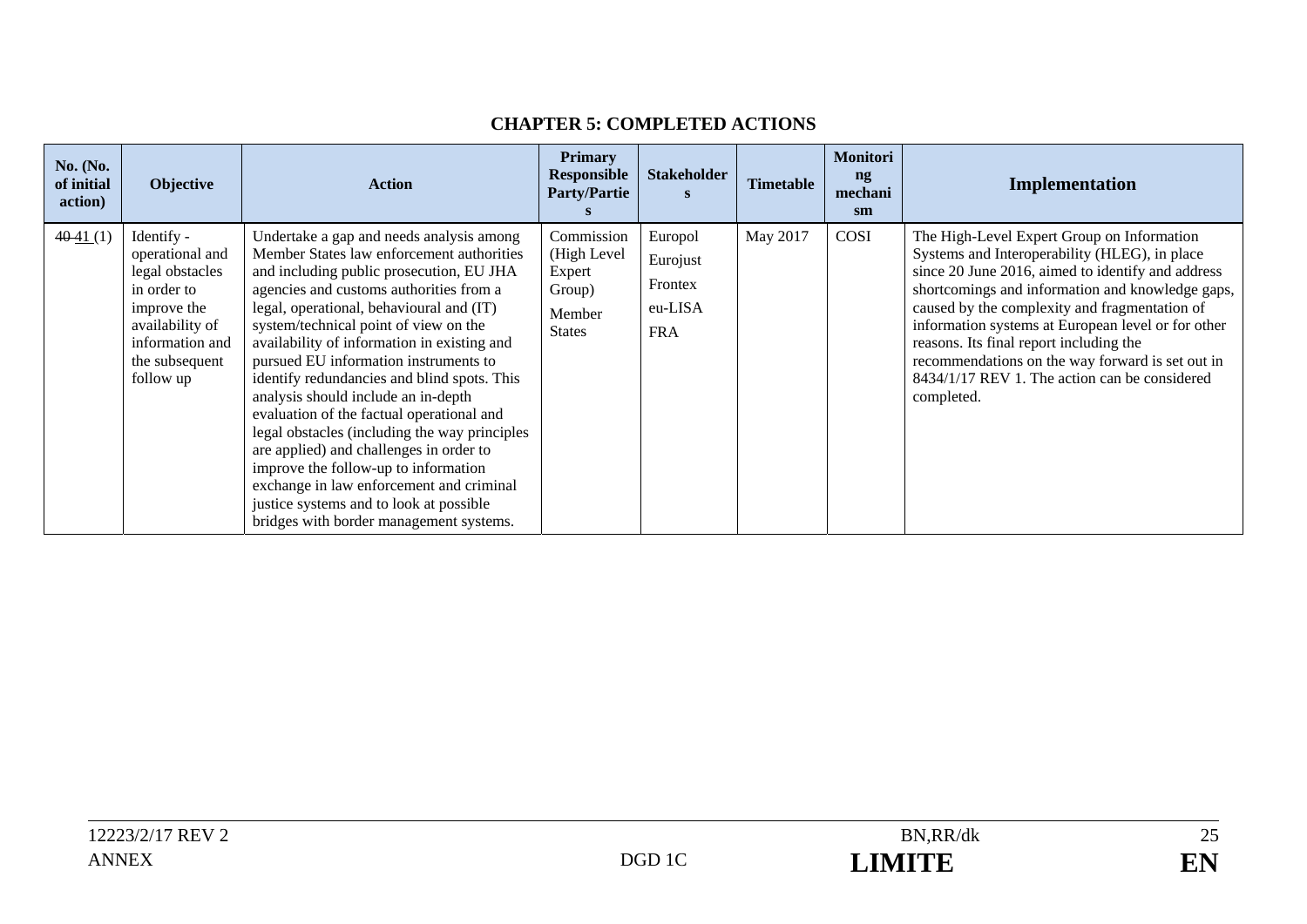## CHAPTER 5: COMPLETED ACTIONS

| No. (No. of initial action) | Objective | Action | Primary Responsible Party/Parties | Stakeholders | Timetable | Monitoring mechanism | Implementation |
|---|---|---|---|---|---|---|---|
| ~~40~~ 41 (1) | Identify - operational and legal obstacles in order to improve the availability of information and the subsequent follow up | Undertake a gap and needs analysis among Member States law enforcement authorities and including public prosecution, EU JHA agencies and customs authorities from a legal, operational, behavioural and (IT) system/technical point of view on the availability of information in existing and pursued EU information instruments to identify redundancies and blind spots. This analysis should include an in-depth evaluation of the factual operational and legal obstacles (including the way principles are applied) and challenges in order to improve the follow-up to information exchange in law enforcement and criminal justice systems and to look at possible bridges with border management systems. | Commission (High Level Expert Group) Member States | Europol Eurojust Frontex eu-LISA FRA | May 2017 | COSI | The High-Level Expert Group on Information Systems and Interoperability (HLEG), in place since 20 June 2016, aimed to identify and address shortcomings and information and knowledge gaps, caused by the complexity and fragmentation of information systems at European level or for other reasons. Its final report including the recommendations on the way forward is set out in 8434/1/17 REV 1. The action can be considered completed. |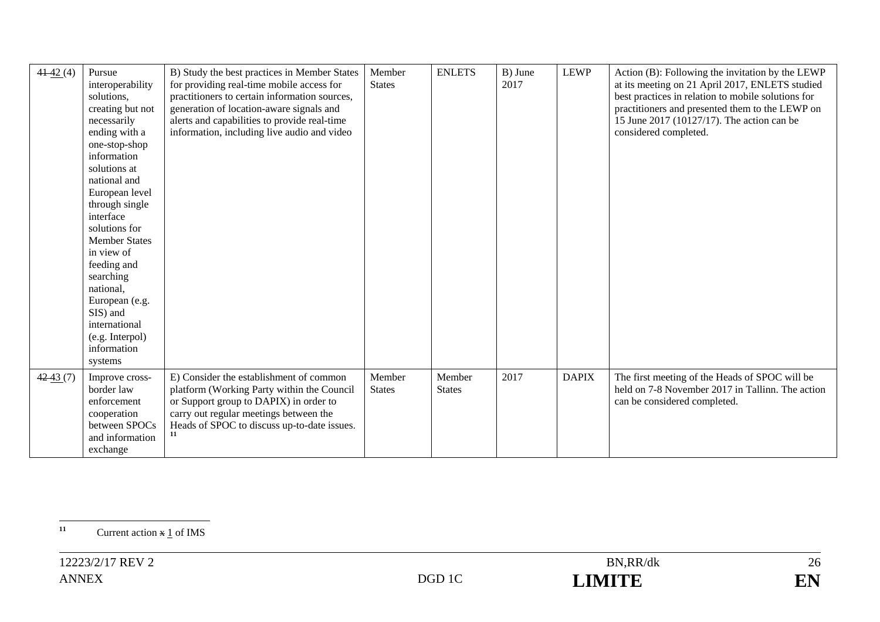| ~~41~~ 42 (4) | Pursue interoperability solutions, creating but not necessarily ending with a one-stop-shop information solutions at national and European level through single interface solutions for Member States in view of feeding and searching national, European (e.g. SIS) and international (e.g. Interpol) information systems | B) Study the best practices in Member States for providing real-time mobile access for practitioners to certain information sources, generation of location-aware signals and alerts and capabilities to provide real-time information, including live audio and video | Member States | ENLETS | B) June 2017 | LEWP | Action (B): Following the invitation by the LEWP at its meeting on 21 April 2017, ENLETS studied best practices in relation to mobile solutions for practitioners and presented them to the LEWP on 15 June 2017 (10127/17). The action can be considered completed. |
|---|---|---|---|---|---|---|---|
| ~~42~~ 43 (7) | Improve cross-border law enforcement cooperation between SPOCs and information exchange | E) Consider the establishment of common platform (Working Party within the Council or Support group to DAPIX) in order to carry out regular meetings between the Heads of SPOC to discuss up-to-date issues. [11] | Member States | Member States | 2017 | DAPIX | The first meeting of the Heads of SPOC will be held on 7-8 November 2017 in Tallinn. The action can be considered completed. |

[11] Current action ~~x~~ 1 of IMS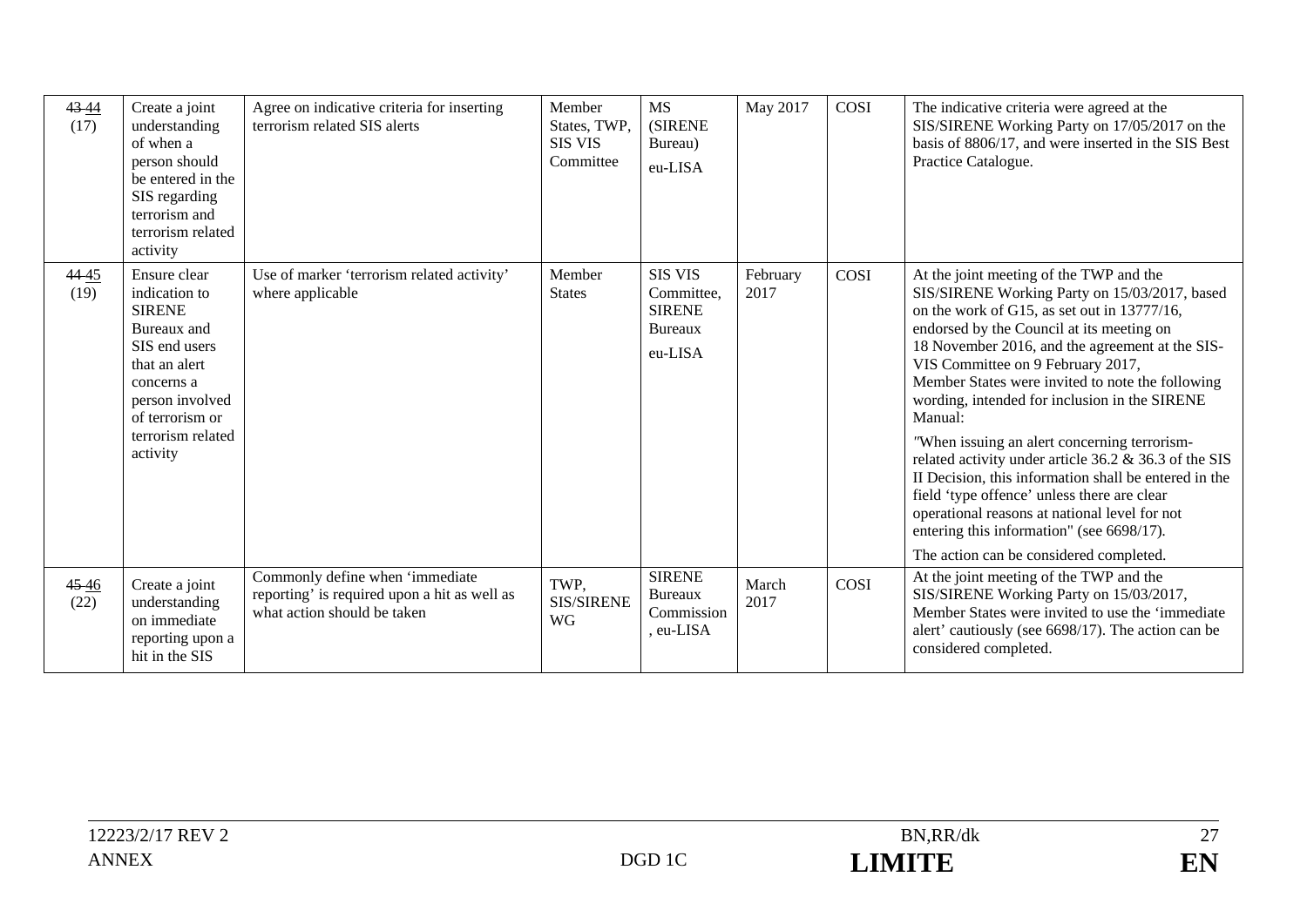| ~~43~~ 44 (17) | Create a joint understanding of when a person should be entered in the SIS regarding terrorism and terrorism related activity | Agree on indicative criteria for inserting terrorism related SIS alerts | Member States, TWP, SIS VIS Committee | MS (SIRENE Bureau) eu-LISA | May 2017 | COSI | The indicative criteria were agreed at the SIS/SIRENE Working Party on 17/05/2017 on the basis of 8806/17, and were inserted in the SIS Best Practice Catalogue. |
|---|---|---|---|---|---|---|---|
| ~~44~~ 45 (19) | Ensure clear indication to SIRENE Bureaux and SIS end users that an alert concerns a person involved of terrorism or terrorism related activity | Use of marker 'terrorism related activity' where applicable | Member States | SIS VIS Committee, SIRENE Bureaux eu-LISA | February 2017 | COSI | At the joint meeting of the TWP and the SIS/SIRENE Working Party on 15/03/2017, based on the work of G15, as set out in 13777/16, endorsed by the Council at its meeting on 18 November 2016, and the agreement at the SIS-VIS Committee on 9 February 2017, Member States were invited to note the following wording, intended for inclusion in the SIRENE Manual: "When issuing an alert concerning terrorism-related activity under article 36.2 & 36.3 of the SIS II Decision, this information shall be entered in the field 'type offence' unless there are clear operational reasons at national level for not entering this information" (see 6698/17). The action can be considered completed. |
| ~~45~~ 46 (22) | Create a joint understanding on immediate reporting upon a hit in the SIS | Commonly define when 'immediate reporting' is required upon a hit as well as what action should be taken | TWP, SIS/SIRENE WG | SIRENE Bureaux Commission , eu-LISA | March 2017 | COSI | At the joint meeting of the TWP and the SIS/SIRENE Working Party on 15/03/2017, Member States were invited to use the 'immediate alert' cautiously (see 6698/17). The action can be considered completed. |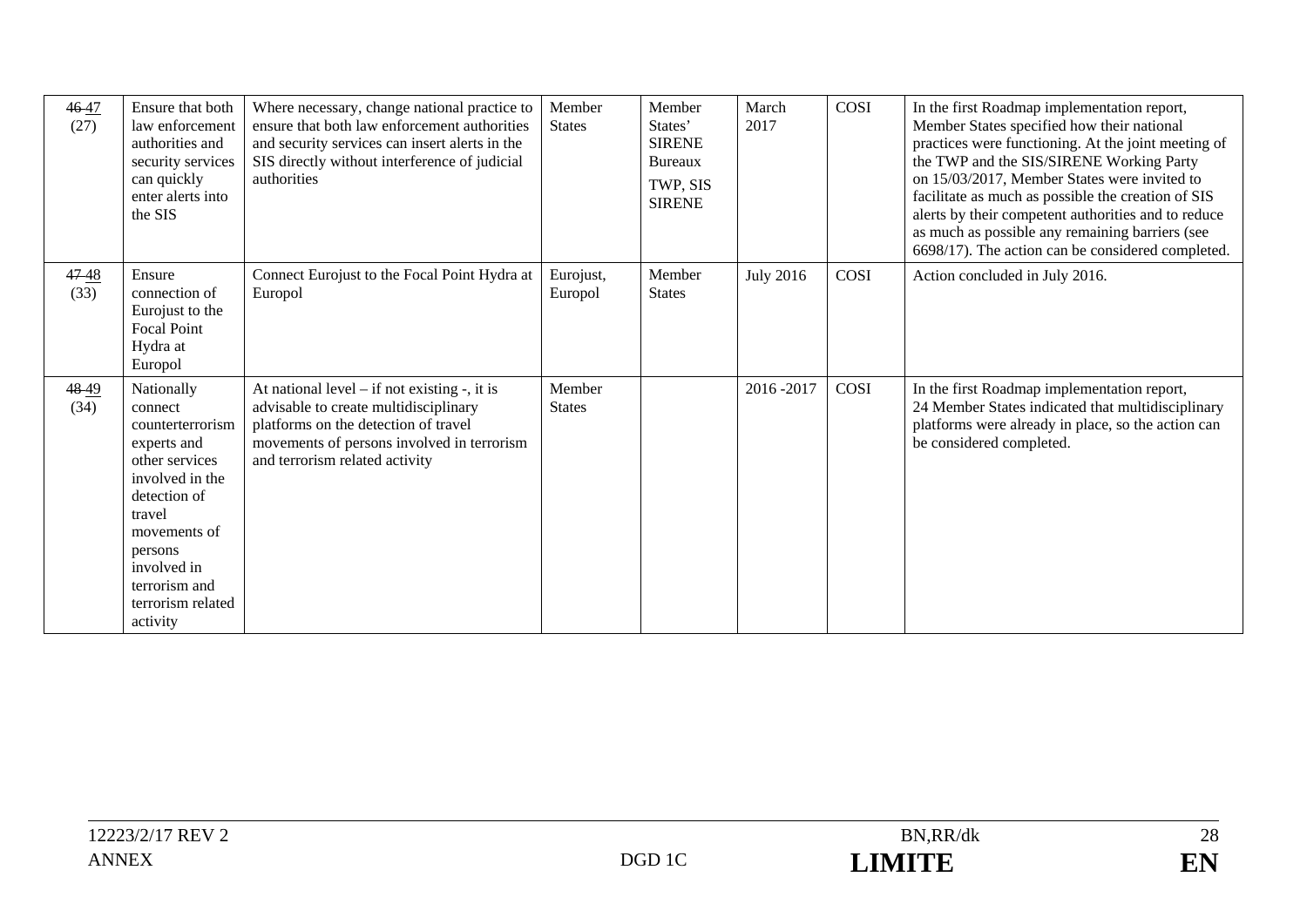| ~~46~~ 47 (27) | Ensure that both law enforcement authorities and security services can quickly enter alerts into the SIS | Where necessary, change national practice to ensure that both law enforcement authorities and security services can insert alerts in the SIS directly without interference of judicial authorities | Member States | Member States' SIRENE Bureaux TWP, SIS SIRENE | March 2017 | COSI | In the first Roadmap implementation report, Member States specified how their national practices were functioning. At the joint meeting of the TWP and the SIS/SIRENE Working Party on 15/03/2017, Member States were invited to facilitate as much as possible the creation of SIS alerts by their competent authorities and to reduce as much as possible any remaining barriers (see 6698/17). The action can be considered completed. |
|---|---|---|---|---|---|---|---|
| ~~47~~ 48 (33) | Ensure connection of Eurojust to the Focal Point Hydra at Europol | Connect Eurojust to the Focal Point Hydra at Europol | Eurojust, Europol | Member States | July 2016 | COSI | Action concluded in July 2016. |
| ~~48~~ 49 (34) | Nationally connect counterterrorism experts and other services involved in the detection of travel movements of persons involved in terrorism and terrorism related activity | At national level – if not existing -, it is advisable to create multidisciplinary platforms on the detection of travel movements of persons involved in terrorism and terrorism related activity | Member States | | 2016 -2017 | COSI | In the first Roadmap implementation report, 24 Member States indicated that multidisciplinary platforms were already in place, so the action can be considered completed. |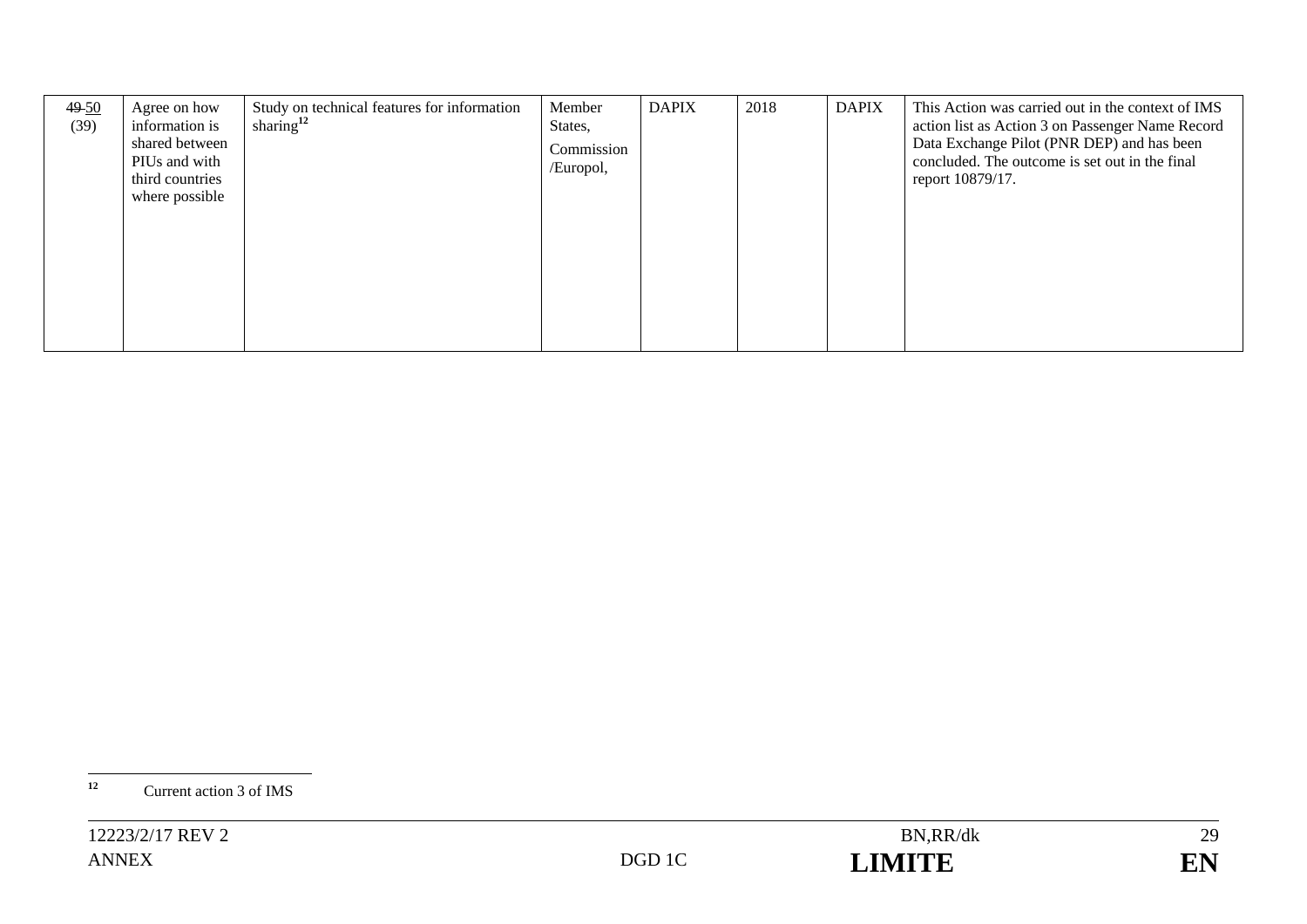| ~~49~~ 50 (39) | Agree on how information is shared between PIUs and with third countries where possible | Study on technical features for information sharing[12] | Member States, Commission /Europol, | DAPIX | 2018 | DAPIX | This Action was carried out in the context of IMS action list as Action 3 on Passenger Name Record Data Exchange Pilot (PNR DEP) and has been concluded. The outcome is set out in the final report 10879/17. |
|---|---|---|---|---|---|---|---|

[12] Current action 3 of IMS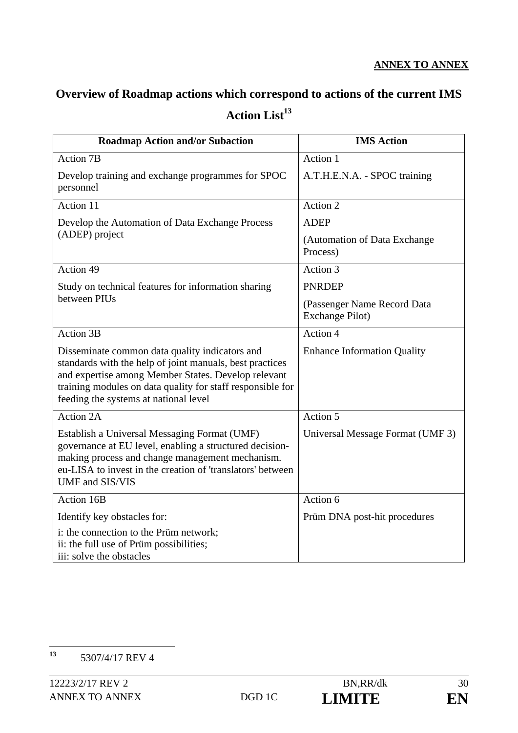**ANNEX TO ANNEX**

## Overview of Roadmap actions which correspond to actions of the current IMS Action List[13]

| Roadmap Action and/or Subaction | IMS Action |
|---|---|
| Action 7B<br><br>Develop training and exchange programmes for SPOC personnel | Action 1<br><br>A.T.H.E.N.A. - SPOC training |
| Action 11<br><br>Develop the Automation of Data Exchange Process (ADEP) project | Action 2<br><br>ADEP<br><br>(Automation of Data Exchange Process) |
| Action 49<br><br>Study on technical features for information sharing between PIUs | Action 3<br><br>PNRDEP<br><br>(Passenger Name Record Data Exchange Pilot) |
| Action 3B<br><br>Disseminate common data quality indicators and standards with the help of joint manuals, best practices and expertise among Member States. Develop relevant training modules on data quality for staff responsible for feeding the systems at national level | Action 4<br><br>Enhance Information Quality |
| Action 2A<br><br>Establish a Universal Messaging Format (UMF) governance at EU level, enabling a structured decision-making process and change management mechanism. eu-LISA to invest in the creation of 'translators' between UMF and SIS/VIS | Action 5<br><br>Universal Message Format (UMF 3) |
| Action 16B<br><br>Identify key obstacles for:<br><br>i: the connection to the Prüm network;<br>ii: the full use of Prüm possibilities;<br>iii: solve the obstacles | Action 6<br><br>Prüm DNA post-hit procedures |

[13] 5307/4/17 REV 4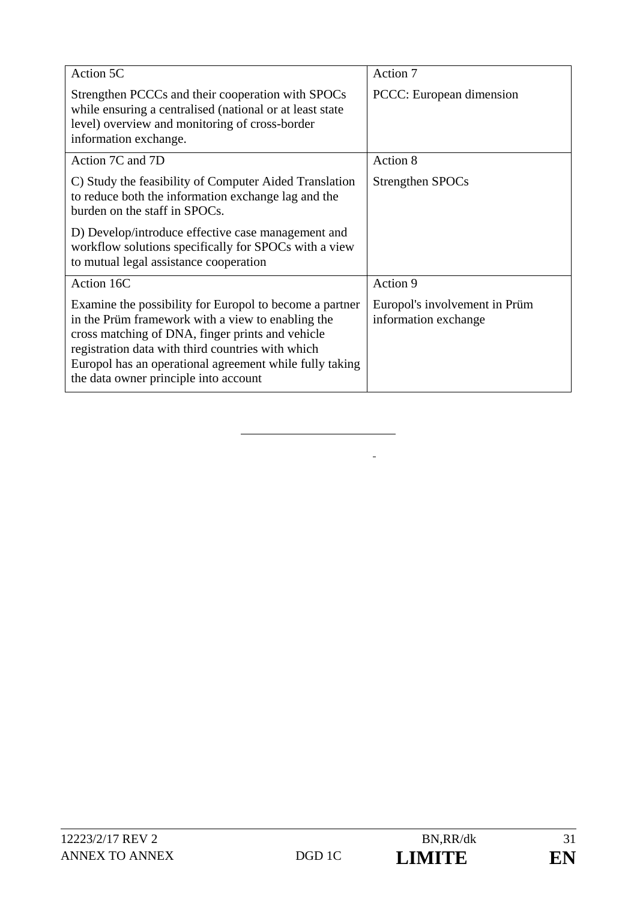| | |
|---|---|
| Action 5C<br><br>Strengthen PCCCs and their cooperation with SPOCs while ensuring a centralised (national or at least state level) overview and monitoring of cross-border information exchange. | Action 7<br><br>PCCC: European dimension |
| Action 7C and 7D<br><br>C) Study the feasibility of Computer Aided Translation to reduce both the information exchange lag and the burden on the staff in SPOCs.<br><br>D) Develop/introduce effective case management and workflow solutions specifically for SPOCs with a view to mutual legal assistance cooperation | Action 8<br><br>Strengthen SPOCs |
| Action 16C<br><br>Examine the possibility for Europol to become a partner in the Prüm framework with a view to enabling the cross matching of DNA, finger prints and vehicle registration data with third countries with which Europol has an operational agreement while fully taking the data owner principle into account | Action 9<br><br>Europol's involvement in Prüm information exchange |